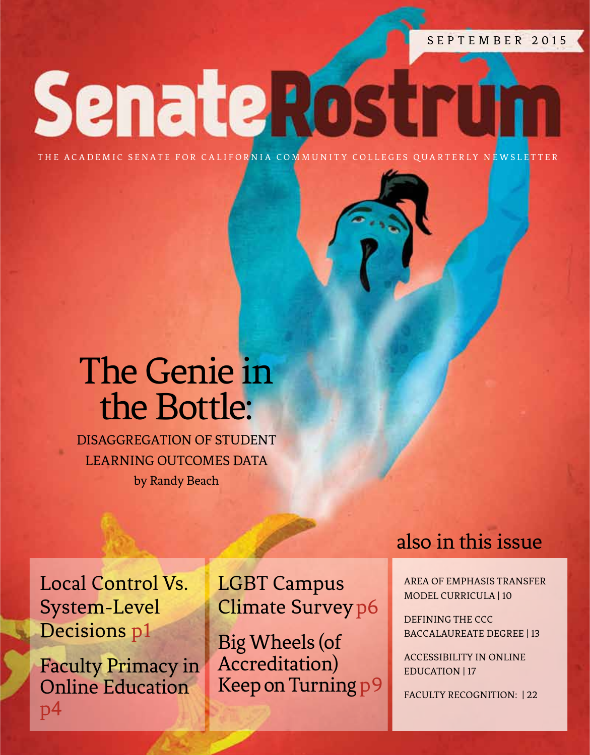SEPTEMBER 2015

# SenateRostrum

THE ACADEMIC SENATE FOR CALIFORNIA COMMUNITY COLLEGES QUARTERLY NEWSLETTER

## The Genie in the Bottle:

DISAGGREGATION OF STUDENT LEARNING OUTCOMES DATA

by Randy Beach

Local Control Vs. System-Level Decisions p1

Faculty Primacy in Online Education p4

LGBT Campus Climate Survey p6

Big Wheels (of Accreditation) Keep on Turning p9

### also in this issue

AREA OF EMPHASIS TRANSFER MODEL CURRICULA | 10

DEFINING THE CCC BACCALAUREATE DEGREE | 13

ACCESSIBILITY IN ONLINE EDUCATION | 17

FACULTY RECOGNITION: | 22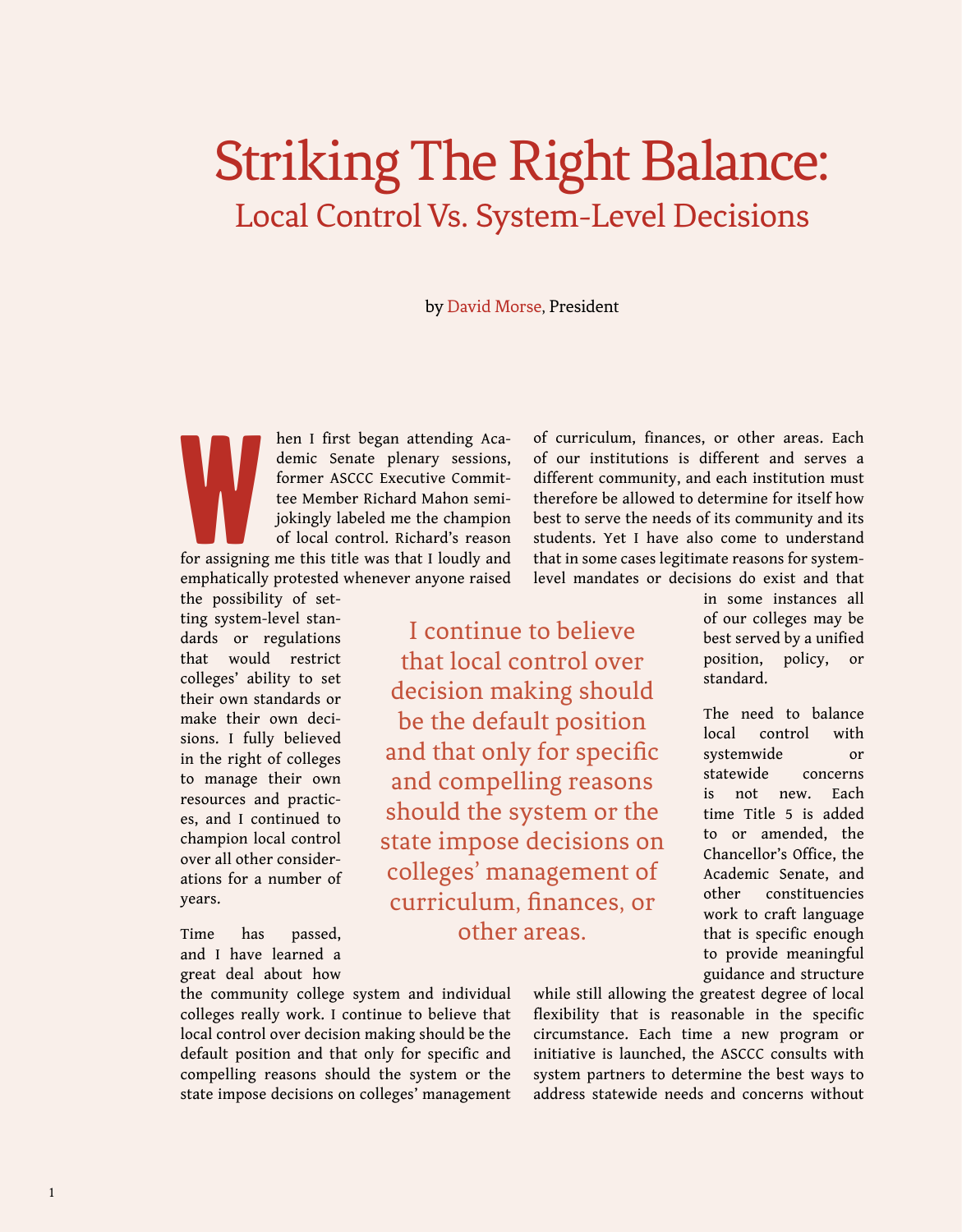# Striking The Right Balance:
## Local Control Vs. System-Level Decisions

by David Morse, President

When I first began attending Academic Senate plenary sessions, former ASCCC Executive Committee Member Richard Mahon semi-jokingly labeled me the champion of local control. Richard's reason for assigning me this title was that I loudly and emphatically protested whenever anyone raised the possibility of setting system-level standards or regulations that would restrict colleges' ability to set their own standards or make their own decisions. I fully believed in the right of colleges to manage their own resources and practices, and I continued to champion local control over all other considerations for a number of years.

Time has passed, and I have learned a great deal about how the community college system and individual colleges really work. I continue to believe that local control over decision making should be the default position and that only for specific and compelling reasons should the system or the state impose decisions on colleges' management of curriculum, finances, or other areas. Each of our institutions is different and serves a different community, and each institution must therefore be allowed to determine for itself how best to serve the needs of its community and its students. Yet I have also come to understand that in some cases legitimate reasons for system-level mandates or decisions do exist and that in some instances all of our colleges may be best served by a unified position, policy, or standard.

> I continue to believe that local control over decision making should be the default position and that only for specific and compelling reasons should the system or the state impose decisions on colleges' management of curriculum, finances, or other areas.

The need to balance local control with systemwide or statewide concerns is not new. Each time Title 5 is added to or amended, the Chancellor's Office, the Academic Senate, and other constituencies work to craft language that is specific enough to provide meaningful guidance and structure while still allowing the greatest degree of local flexibility that is reasonable in the specific circumstance. Each time a new program or initiative is launched, the ASCCC consults with system partners to determine the best ways to address statewide needs and concerns without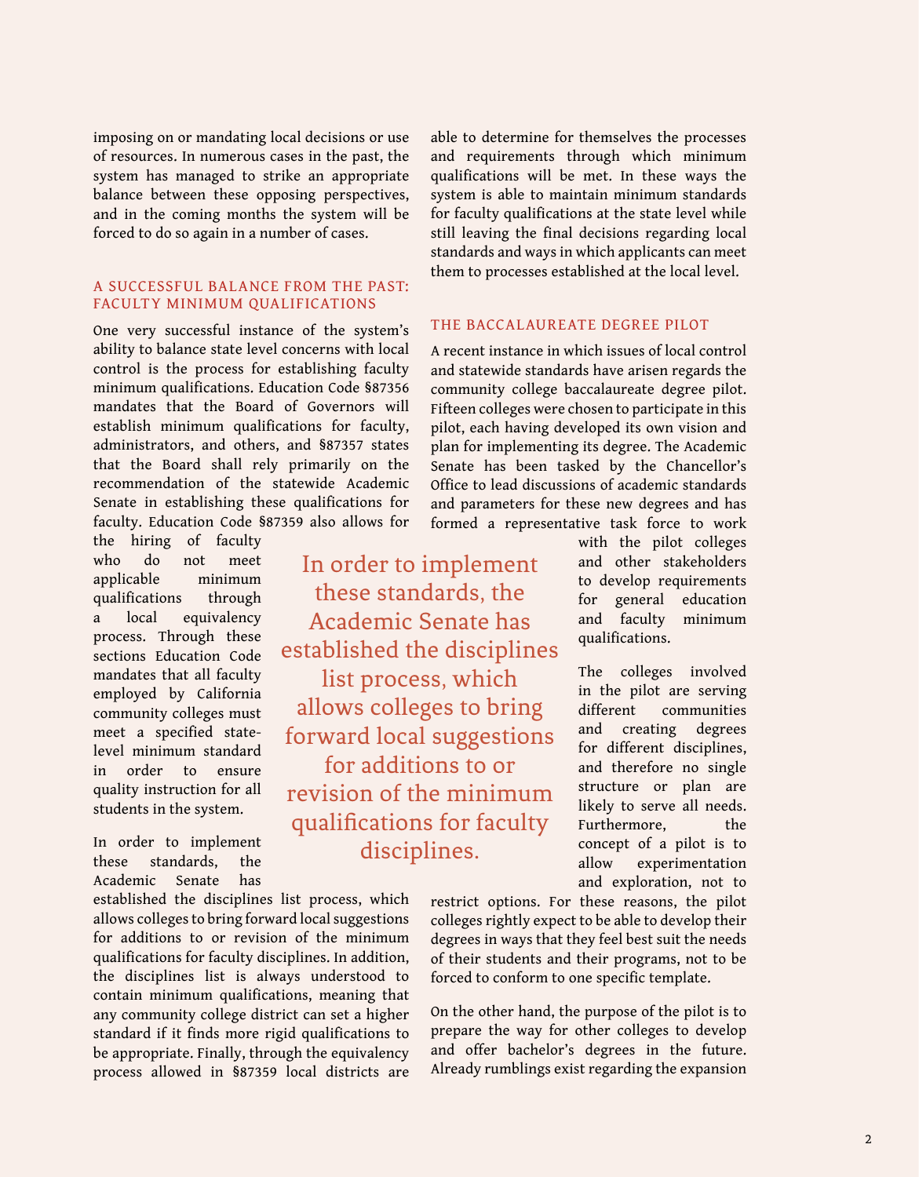imposing on or mandating local decisions or use of resources. In numerous cases in the past, the system has managed to strike an appropriate balance between these opposing perspectives, and in the coming months the system will be forced to do so again in a number of cases.

## A SUCCESSFUL BALANCE FROM THE PAST: FACULTY MINIMUM QUALIFICATIONS

One very successful instance of the system's ability to balance state level concerns with local control is the process for establishing faculty minimum qualifications. Education Code §87356 mandates that the Board of Governors will establish minimum qualifications for faculty, administrators, and others, and §87357 states that the Board shall rely primarily on the recommendation of the statewide Academic Senate in establishing these qualifications for faculty. Education Code §87359 also allows for the hiring of faculty who do not meet applicable minimum qualifications through a local equivalency process. Through these sections Education Code mandates that all faculty employed by California community colleges must meet a specified state-level minimum standard in order to ensure quality instruction for all students in the system.

> In order to implement these standards, the Academic Senate has established the disciplines list process, which allows colleges to bring forward local suggestions for additions to or revision of the minimum qualifications for faculty disciplines.

In order to implement these standards, the Academic Senate has established the disciplines list process, which allows colleges to bring forward local suggestions for additions to or revision of the minimum qualifications for faculty disciplines. In addition, the disciplines list is always understood to contain minimum qualifications, meaning that any community college district can set a higher standard if it finds more rigid qualifications to be appropriate. Finally, through the equivalency process allowed in §87359 local districts are able to determine for themselves the processes and requirements through which minimum qualifications will be met. In these ways the system is able to maintain minimum standards for faculty qualifications at the state level while still leaving the final decisions regarding local standards and ways in which applicants can meet them to processes established at the local level.

## THE BACCALAUREATE DEGREE PILOT

A recent instance in which issues of local control and statewide standards have arisen regards the community college baccalaureate degree pilot. Fifteen colleges were chosen to participate in this pilot, each having developed its own vision and plan for implementing its degree. The Academic Senate has been tasked by the Chancellor's Office to lead discussions of academic standards and parameters for these new degrees and has formed a representative task force to work with the pilot colleges and other stakeholders to develop requirements for general education and faculty minimum qualifications.

The colleges involved in the pilot are serving different communities and creating degrees for different disciplines, and therefore no single structure or plan are likely to serve all needs. Furthermore, the concept of a pilot is to allow experimentation and exploration, not to restrict options. For these reasons, the pilot colleges rightly expect to be able to develop their degrees in ways that they feel best suit the needs of their students and their programs, not to be forced to conform to one specific template.

On the other hand, the purpose of the pilot is to prepare the way for other colleges to develop and offer bachelor's degrees in the future. Already rumblings exist regarding the expansion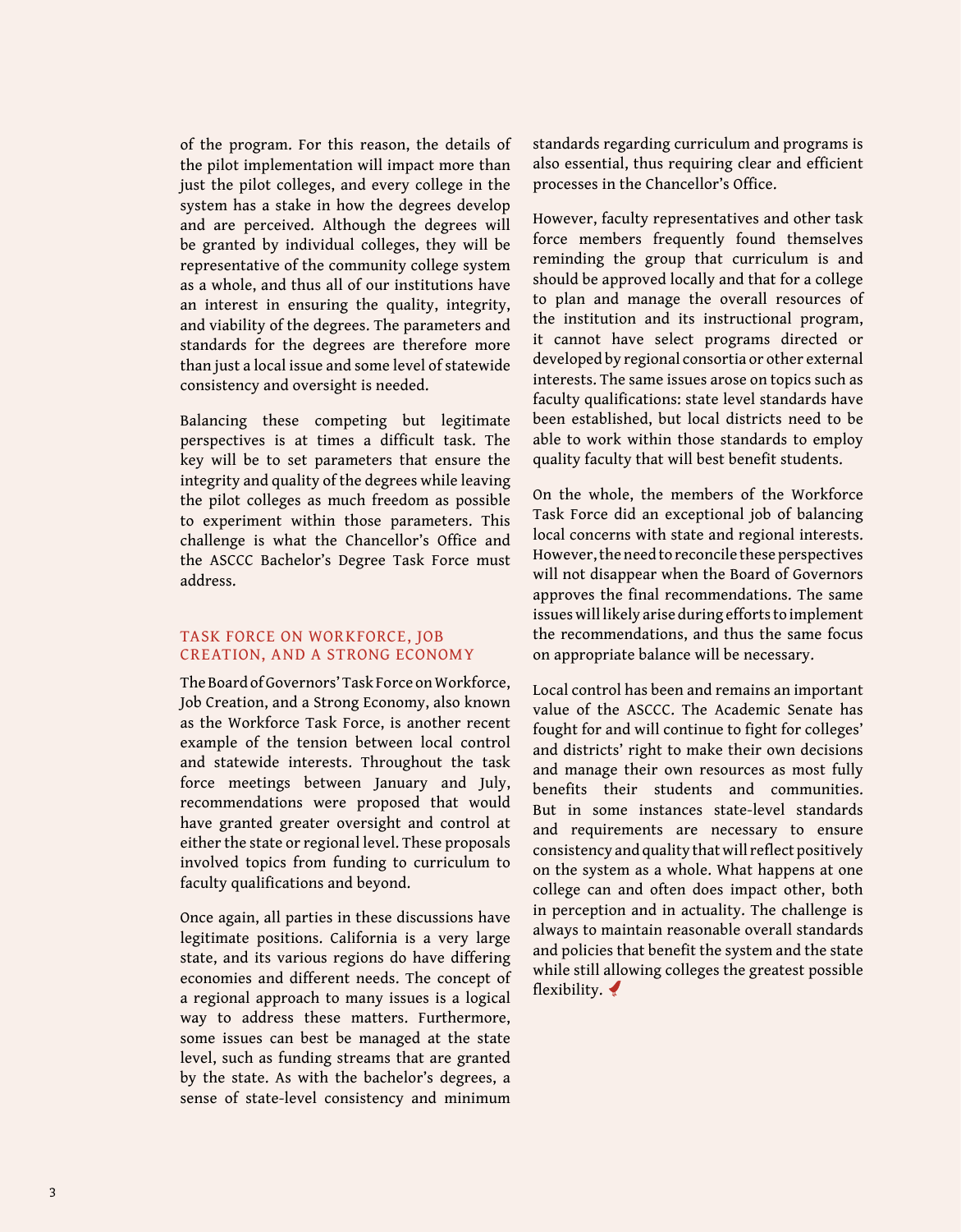of the program. For this reason, the details of the pilot implementation will impact more than just the pilot colleges, and every college in the system has a stake in how the degrees develop and are perceived. Although the degrees will be granted by individual colleges, they will be representative of the community college system as a whole, and thus all of our institutions have an interest in ensuring the quality, integrity, and viability of the degrees. The parameters and standards for the degrees are therefore more than just a local issue and some level of statewide consistency and oversight is needed.

Balancing these competing but legitimate perspectives is at times a difficult task. The key will be to set parameters that ensure the integrity and quality of the degrees while leaving the pilot colleges as much freedom as possible to experiment within those parameters. This challenge is what the Chancellor's Office and the ASCCC Bachelor's Degree Task Force must address.

## TASK FORCE ON WORKFORCE, JOB CREATION, AND A STRONG ECONOMY

The Board of Governors' Task Force on Workforce, Job Creation, and a Strong Economy, also known as the Workforce Task Force, is another recent example of the tension between local control and statewide interests. Throughout the task force meetings between January and July, recommendations were proposed that would have granted greater oversight and control at either the state or regional level. These proposals involved topics from funding to curriculum to faculty qualifications and beyond.

Once again, all parties in these discussions have legitimate positions. California is a very large state, and its various regions do have differing economies and different needs. The concept of a regional approach to many issues is a logical way to address these matters. Furthermore, some issues can best be managed at the state level, such as funding streams that are granted by the state. As with the bachelor's degrees, a sense of state-level consistency and minimum standards regarding curriculum and programs is also essential, thus requiring clear and efficient processes in the Chancellor's Office.

However, faculty representatives and other task force members frequently found themselves reminding the group that curriculum is and should be approved locally and that for a college to plan and manage the overall resources of the institution and its instructional program, it cannot have select programs directed or developed by regional consortia or other external interests. The same issues arose on topics such as faculty qualifications: state level standards have been established, but local districts need to be able to work within those standards to employ quality faculty that will best benefit students.

On the whole, the members of the Workforce Task Force did an exceptional job of balancing local concerns with state and regional interests. However, the need to reconcile these perspectives will not disappear when the Board of Governors approves the final recommendations. The same issues will likely arise during efforts to implement the recommendations, and thus the same focus on appropriate balance will be necessary.

Local control has been and remains an important value of the ASCCC. The Academic Senate has fought for and will continue to fight for colleges' and districts' right to make their own decisions and manage their own resources as most fully benefits their students and communities. But in some instances state-level standards and requirements are necessary to ensure consistency and quality that will reflect positively on the system as a whole. What happens at one college can and often does impact other, both in perception and in actuality. The challenge is always to maintain reasonable overall standards and policies that benefit the system and the state while still allowing colleges the greatest possible flexibility.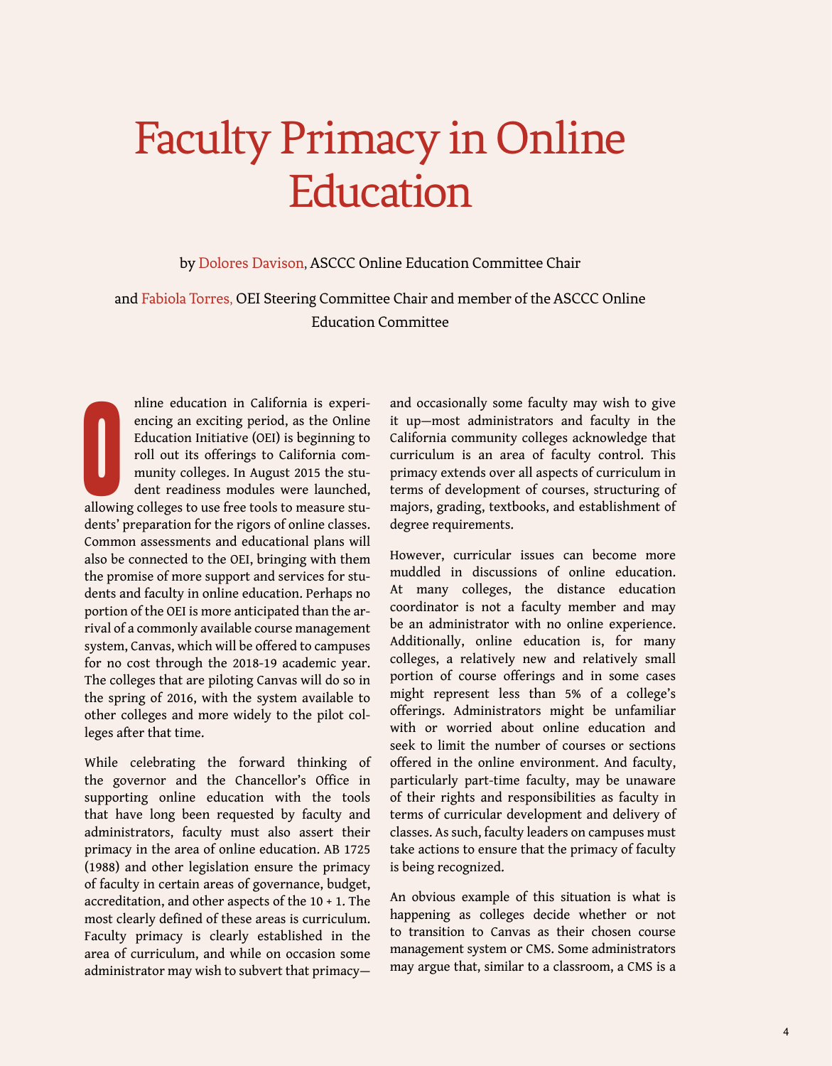# Faculty Primacy in Online Education

by Dolores Davison, ASCCC Online Education Committee Chair

and Fabiola Torres, OEI Steering Committee Chair and member of the ASCCC Online Education Committee

Online education in California is experiencing an exciting period, as the Online Education Initiative (OEI) is beginning to roll out its offerings to California community colleges. In August 2015 the student readiness modules were launched, allowing colleges to use free tools to measure students' preparation for the rigors of online classes. Common assessments and educational plans will also be connected to the OEI, bringing with them the promise of more support and services for students and faculty in online education. Perhaps no portion of the OEI is more anticipated than the arrival of a commonly available course management system, Canvas, which will be offered to campuses for no cost through the 2018-19 academic year. The colleges that are piloting Canvas will do so in the spring of 2016, with the system available to other colleges and more widely to the pilot colleges after that time.

While celebrating the forward thinking of the governor and the Chancellor's Office in supporting online education with the tools that have long been requested by faculty and administrators, faculty must also assert their primacy in the area of online education. AB 1725 (1988) and other legislation ensure the primacy of faculty in certain areas of governance, budget, accreditation, and other aspects of the 10 + 1. The most clearly defined of these areas is curriculum. Faculty primacy is clearly established in the area of curriculum, and while on occasion some administrator may wish to subvert that primacy—and occasionally some faculty may wish to give it up—most administrators and faculty in the California community colleges acknowledge that curriculum is an area of faculty control. This primacy extends over all aspects of curriculum in terms of development of courses, structuring of majors, grading, textbooks, and establishment of degree requirements.

However, curricular issues can become more muddled in discussions of online education. At many colleges, the distance education coordinator is not a faculty member and may be an administrator with no online experience. Additionally, online education is, for many colleges, a relatively new and relatively small portion of course offerings and in some cases might represent less than 5% of a college's offerings. Administrators might be unfamiliar with or worried about online education and seek to limit the number of courses or sections offered in the online environment. And faculty, particularly part-time faculty, may be unaware of their rights and responsibilities as faculty in terms of curricular development and delivery of classes. As such, faculty leaders on campuses must take actions to ensure that the primacy of faculty is being recognized.

An obvious example of this situation is what is happening as colleges decide whether or not to transition to Canvas as their chosen course management system or CMS. Some administrators may argue that, similar to a classroom, a CMS is a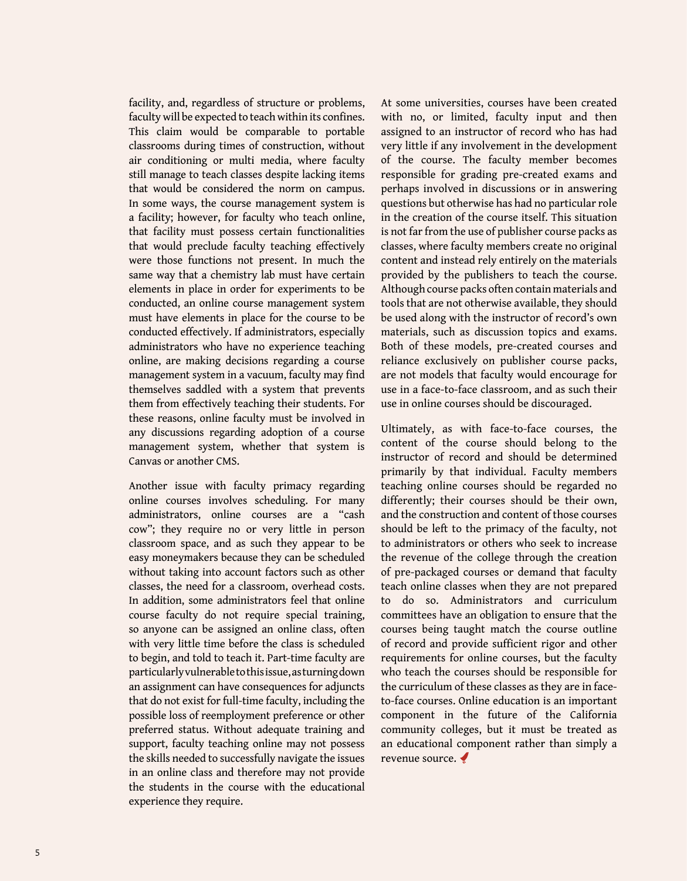facility, and, regardless of structure or problems, faculty will be expected to teach within its confines. This claim would be comparable to portable classrooms during times of construction, without air conditioning or multi media, where faculty still manage to teach classes despite lacking items that would be considered the norm on campus. In some ways, the course management system is a facility; however, for faculty who teach online, that facility must possess certain functionalities that would preclude faculty teaching effectively were those functions not present. In much the same way that a chemistry lab must have certain elements in place in order for experiments to be conducted, an online course management system must have elements in place for the course to be conducted effectively. If administrators, especially administrators who have no experience teaching online, are making decisions regarding a course management system in a vacuum, faculty may find themselves saddled with a system that prevents them from effectively teaching their students. For these reasons, online faculty must be involved in any discussions regarding adoption of a course management system, whether that system is Canvas or another CMS.

Another issue with faculty primacy regarding online courses involves scheduling. For many administrators, online courses are a "cash cow"; they require no or very little in person classroom space, and as such they appear to be easy moneymakers because they can be scheduled without taking into account factors such as other classes, the need for a classroom, overhead costs. In addition, some administrators feel that online course faculty do not require special training, so anyone can be assigned an online class, often with very little time before the class is scheduled to begin, and told to teach it. Part-time faculty are particularly vulnerable to this issue, as turning down an assignment can have consequences for adjuncts that do not exist for full-time faculty, including the possible loss of reemployment preference or other preferred status. Without adequate training and support, faculty teaching online may not possess the skills needed to successfully navigate the issues in an online class and therefore may not provide the students in the course with the educational experience they require.

At some universities, courses have been created with no, or limited, faculty input and then assigned to an instructor of record who has had very little if any involvement in the development of the course. The faculty member becomes responsible for grading pre-created exams and perhaps involved in discussions or in answering questions but otherwise has had no particular role in the creation of the course itself. This situation is not far from the use of publisher course packs as classes, where faculty members create no original content and instead rely entirely on the materials provided by the publishers to teach the course. Although course packs often contain materials and tools that are not otherwise available, they should be used along with the instructor of record's own materials, such as discussion topics and exams. Both of these models, pre-created courses and reliance exclusively on publisher course packs, are not models that faculty would encourage for use in a face-to-face classroom, and as such their use in online courses should be discouraged.

Ultimately, as with face-to-face courses, the content of the course should belong to the instructor of record and should be determined primarily by that individual. Faculty members teaching online courses should be regarded no differently; their courses should be their own, and the construction and content of those courses should be left to the primacy of the faculty, not to administrators or others who seek to increase the revenue of the college through the creation of pre-packaged courses or demand that faculty teach online classes when they are not prepared to do so. Administrators and curriculum committees have an obligation to ensure that the courses being taught match the course outline of record and provide sufficient rigor and other requirements for online courses, but the faculty who teach the courses should be responsible for the curriculum of these classes as they are in face-to-face courses. Online education is an important component in the future of the California community colleges, but it must be treated as an educational component rather than simply a revenue source.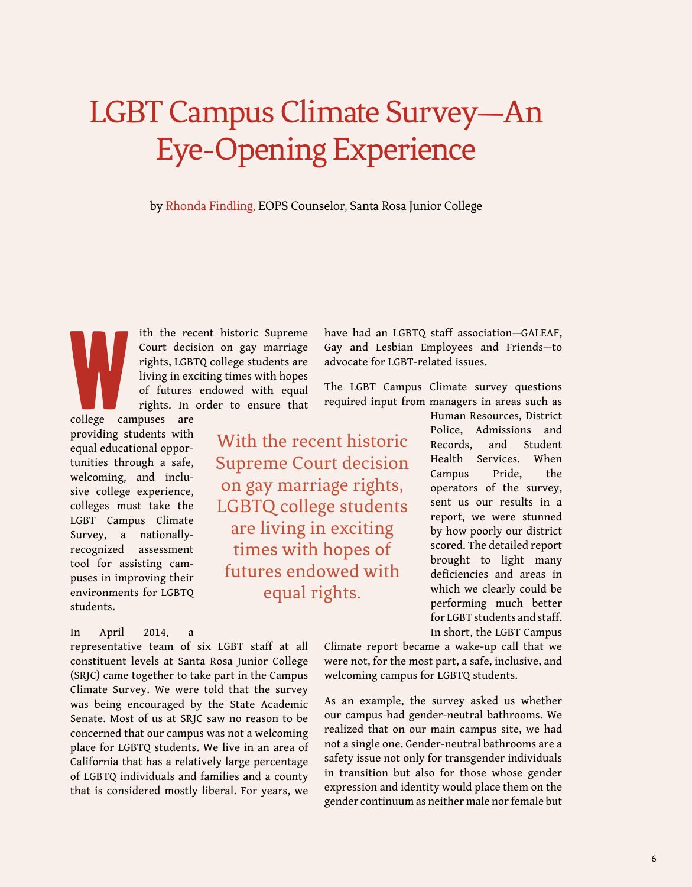# LGBT Campus Climate Survey—An Eye-Opening Experience

by Rhonda Findling, EOPS Counselor, Santa Rosa Junior College

With the recent historic Supreme Court decision on gay marriage rights, LGBTQ college students are living in exciting times with hopes of futures endowed with equal rights. In order to ensure that college campuses are providing students with equal educational opportunities through a safe, welcoming, and inclusive college experience, colleges must take the LGBT Campus Climate Survey, a nationally-recognized assessment tool for assisting campuses in improving their environments for LGBTQ students.

> With the recent historic Supreme Court decision on gay marriage rights, LGBTQ college students are living in exciting times with hopes of futures endowed with equal rights.

In April 2014, a representative team of six LGBT staff at all constituent levels at Santa Rosa Junior College (SRJC) came together to take part in the Campus Climate Survey. We were told that the survey was being encouraged by the State Academic Senate. Most of us at SRJC saw no reason to be concerned that our campus was not a welcoming place for LGBTQ students. We live in an area of California that has a relatively large percentage of LGBTQ individuals and families and a county that is considered mostly liberal. For years, we have had an LGBTQ staff association—GALEAF, Gay and Lesbian Employees and Friends—to advocate for LGBT-related issues.

The LGBT Campus Climate survey questions required input from managers in areas such as Human Resources, District Police, Admissions and Records, and Student Health Services. When Campus Pride, the operators of the survey, sent us our results in a report, we were stunned by how poorly our district scored. The detailed report brought to light many deficiencies and areas in which we clearly could be performing much better for LGBT students and staff. In short, the LGBT Campus Climate report became a wake-up call that we were not, for the most part, a safe, inclusive, and welcoming campus for LGBTQ students.

As an example, the survey asked us whether our campus had gender-neutral bathrooms. We realized that on our main campus site, we had not a single one. Gender-neutral bathrooms are a safety issue not only for transgender individuals in transition but also for those whose gender expression and identity would place them on the gender continuum as neither male nor female but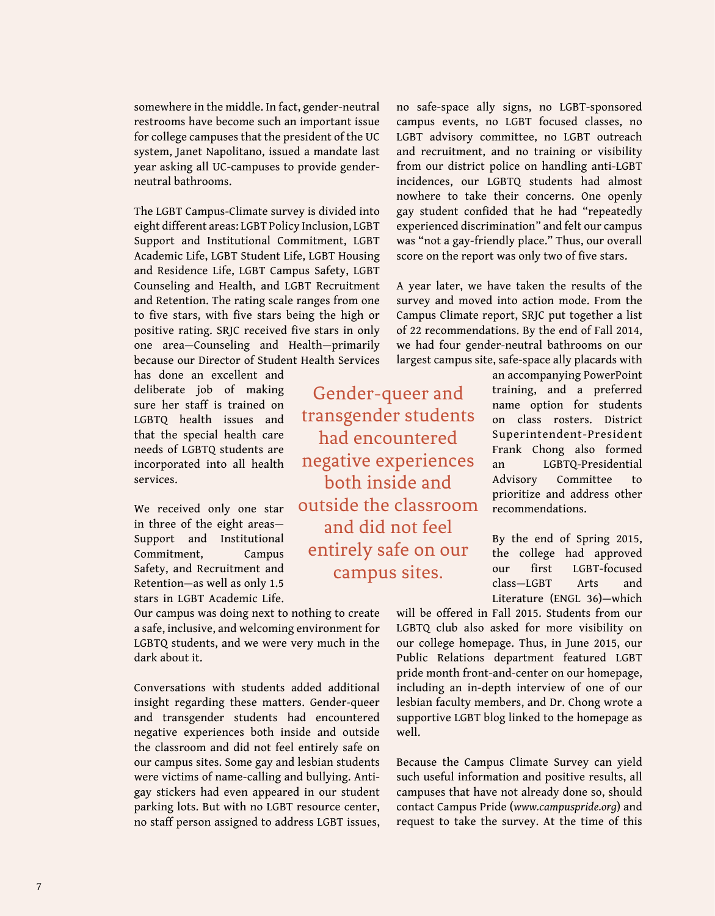somewhere in the middle. In fact, gender-neutral restrooms have become such an important issue for college campuses that the president of the UC system, Janet Napolitano, issued a mandate last year asking all UC-campuses to provide gender-neutral bathrooms.

The LGBT Campus-Climate survey is divided into eight different areas: LGBT Policy Inclusion, LGBT Support and Institutional Commitment, LGBT Academic Life, LGBT Student Life, LGBT Housing and Residence Life, LGBT Campus Safety, LGBT Counseling and Health, and LGBT Recruitment and Retention. The rating scale ranges from one to five stars, with five stars being the high or positive rating. SRJC received five stars in only one area—Counseling and Health—primarily because our Director of Student Health Services has done an excellent and deliberate job of making sure her staff is trained on LGBTQ health issues and that the special health care needs of LGBTQ students are incorporated into all health services.

We received only one star in three of the eight areas—Support and Institutional Commitment, Campus Safety, and Recruitment and Retention—as well as only 1.5 stars in LGBT Academic Life. Our campus was doing next to nothing to create a safe, inclusive, and welcoming environment for LGBTQ students, and we were very much in the dark about it.

Conversations with students added additional insight regarding these matters. Gender-queer and transgender students had encountered negative experiences both inside and outside the classroom and did not feel entirely safe on our campus sites. Some gay and lesbian students were victims of name-calling and bullying. Anti-gay stickers had even appeared in our student parking lots. But with no LGBT resource center, no staff person assigned to address LGBT issues, no safe-space ally signs, no LGBT-sponsored campus events, no LGBT focused classes, no LGBT advisory committee, no LGBT outreach and recruitment, and no training or visibility from our district police on handling anti-LGBT incidences, our LGBTQ students had almost nowhere to take their concerns. One openly gay student confided that he had "repeatedly experienced discrimination" and felt our campus was "not a gay-friendly place." Thus, our overall score on the report was only two of five stars.

> Gender-queer and transgender students had encountered negative experiences both inside and outside the classroom and did not feel entirely safe on our campus sites.

A year later, we have taken the results of the survey and moved into action mode. From the Campus Climate report, SRJC put together a list of 22 recommendations. By the end of Fall 2014, we had four gender-neutral bathrooms on our largest campus site, safe-space ally placards with an accompanying PowerPoint training, and a preferred name option for students on class rosters. District Superintendent-President Frank Chong also formed an LGBTQ-Presidential Advisory Committee to prioritize and address other recommendations.

By the end of Spring 2015, the college had approved our first LGBT-focused class—LGBT Arts and Literature (ENGL 36)—which will be offered in Fall 2015. Students from our LGBTQ club also asked for more visibility on our college homepage. Thus, in June 2015, our Public Relations department featured LGBT pride month front-and-center on our homepage, including an in-depth interview of one of our lesbian faculty members, and Dr. Chong wrote a supportive LGBT blog linked to the homepage as well.

Because the Campus Climate Survey can yield such useful information and positive results, all campuses that have not already done so, should contact Campus Pride (*www.campuspride.org*) and request to take the survey. At the time of this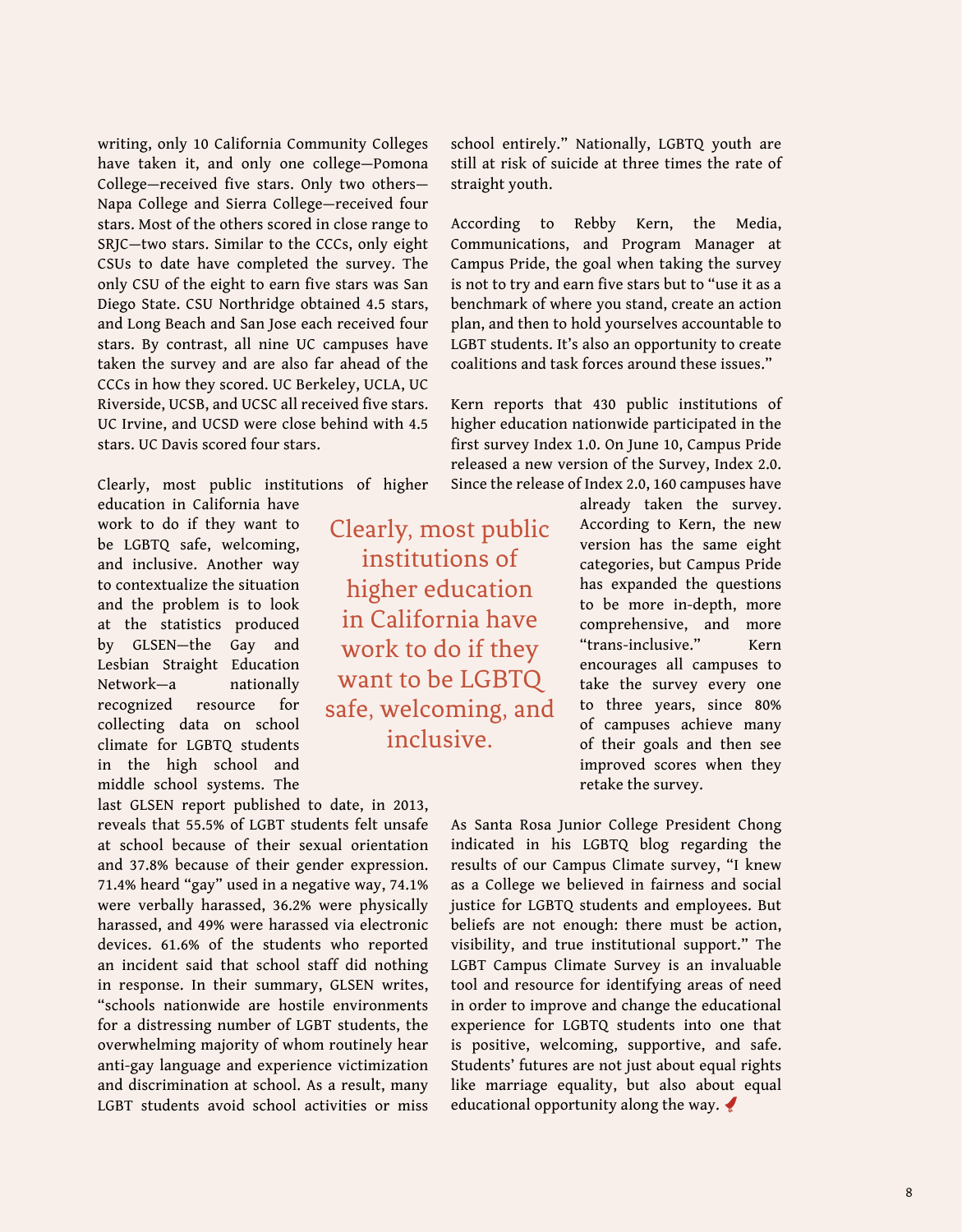writing, only 10 California Community Colleges have taken it, and only one college—Pomona College—received five stars. Only two others—Napa College and Sierra College—received four stars. Most of the others scored in close range to SRJC—two stars. Similar to the CCCs, only eight CSUs to date have completed the survey. The only CSU of the eight to earn five stars was San Diego State. CSU Northridge obtained 4.5 stars, and Long Beach and San Jose each received four stars. By contrast, all nine UC campuses have taken the survey and are also far ahead of the CCCs in how they scored. UC Berkeley, UCLA, UC Riverside, UCSB, and UCSC all received five stars. UC Irvine, and UCSD were close behind with 4.5 stars. UC Davis scored four stars.

Clearly, most public institutions of higher education in California have work to do if they want to be LGBTQ safe, welcoming, and inclusive. Another way to contextualize the situation and the problem is to look at the statistics produced by GLSEN—the Gay and Lesbian Straight Education Network—a nationally recognized resource for collecting data on school climate for LGBTQ students in the high school and middle school systems. The last GLSEN report published to date, in 2013, reveals that 55.5% of LGBT students felt unsafe at school because of their sexual orientation and 37.8% because of their gender expression. 71.4% heard "gay" used in a negative way, 74.1% were verbally harassed, 36.2% were physically harassed, and 49% were harassed via electronic devices. 61.6% of the students who reported an incident said that school staff did nothing in response. In their summary, GLSEN writes, "schools nationwide are hostile environments for a distressing number of LGBT students, the overwhelming majority of whom routinely hear anti-gay language and experience victimization and discrimination at school. As a result, many LGBT students avoid school activities or miss school entirely." Nationally, LGBTQ youth are still at risk of suicide at three times the rate of straight youth.

> Clearly, most public institutions of higher education in California have work to do if they want to be LGBTQ safe, welcoming, and inclusive.

According to Rebby Kern, the Media, Communications, and Program Manager at Campus Pride, the goal when taking the survey is not to try and earn five stars but to "use it as a benchmark of where you stand, create an action plan, and then to hold yourselves accountable to LGBT students. It's also an opportunity to create coalitions and task forces around these issues."

Kern reports that 430 public institutions of higher education nationwide participated in the first survey Index 1.0. On June 10, Campus Pride released a new version of the Survey, Index 2.0. Since the release of Index 2.0, 160 campuses have already taken the survey. According to Kern, the new version has the same eight categories, but Campus Pride has expanded the questions to be more in-depth, more comprehensive, and more "trans-inclusive." Kern encourages all campuses to take the survey every one to three years, since 80% of campuses achieve many of their goals and then see improved scores when they retake the survey.

As Santa Rosa Junior College President Chong indicated in his LGBTQ blog regarding the results of our Campus Climate survey, "I knew as a College we believed in fairness and social justice for LGBTQ students and employees. But beliefs are not enough: there must be action, visibility, and true institutional support." The LGBT Campus Climate Survey is an invaluable tool and resource for identifying areas of need in order to improve and change the educational experience for LGBTQ students into one that is positive, welcoming, supportive, and safe. Students' futures are not just about equal rights like marriage equality, but also about equal educational opportunity along the way.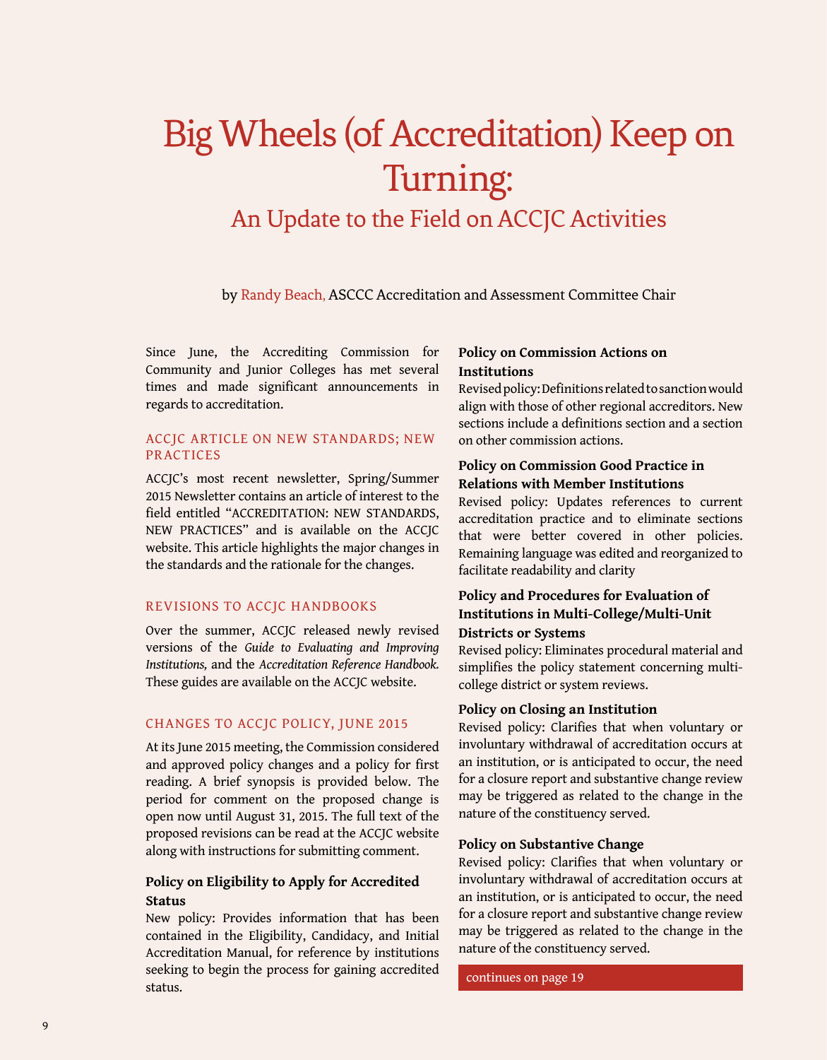# Big Wheels (of Accreditation) Keep on Turning:

## An Update to the Field on ACCJC Activities

by Randy Beach, ASCCC Accreditation and Assessment Committee Chair

Since June, the Accrediting Commission for Community and Junior Colleges has met several times and made significant announcements in regards to accreditation.

### ACCJC ARTICLE ON NEW STANDARDS; NEW PRACTICES

ACCJC's most recent newsletter, Spring/Summer 2015 Newsletter contains an article of interest to the field entitled "ACCREDITATION: NEW STANDARDS, NEW PRACTICES" and is available on the ACCJC website. This article highlights the major changes in the standards and the rationale for the changes.

### REVISIONS TO ACCJC HANDBOOKS

Over the summer, ACCJC released newly revised versions of the *Guide to Evaluating and Improving Institutions,* and the *Accreditation Reference Handbook.* These guides are available on the ACCJC website.

### CHANGES TO ACCJC POLICY, JUNE 2015

At its June 2015 meeting, the Commission considered and approved policy changes and a policy for first reading. A brief synopsis is provided below. The period for comment on the proposed change is open now until August 31, 2015. The full text of the proposed revisions can be read at the ACCJC website along with instructions for submitting comment.

**Policy on Eligibility to Apply for Accredited Status**
New policy: Provides information that has been contained in the Eligibility, Candidacy, and Initial Accreditation Manual, for reference by institutions seeking to begin the process for gaining accredited status.

**Policy on Commission Actions on Institutions**
Revised policy: Definitions related to sanction would align with those of other regional accreditors. New sections include a definitions section and a section on other commission actions.

**Policy on Commission Good Practice in Relations with Member Institutions**
Revised policy: Updates references to current accreditation practice and to eliminate sections that were better covered in other policies. Remaining language was edited and reorganized to facilitate readability and clarity

**Policy and Procedures for Evaluation of Institutions in Multi-College/Multi-Unit Districts or Systems**
Revised policy: Eliminates procedural material and simplifies the policy statement concerning multi-college district or system reviews.

**Policy on Closing an Institution**
Revised policy: Clarifies that when voluntary or involuntary withdrawal of accreditation occurs at an institution, or is anticipated to occur, the need for a closure report and substantive change review may be triggered as related to the change in the nature of the constituency served.

**Policy on Substantive Change**
Revised policy: Clarifies that when voluntary or involuntary withdrawal of accreditation occurs at an institution, or is anticipated to occur, the need for a closure report and substantive change review may be triggered as related to the change in the nature of the constituency served.

continues on page 19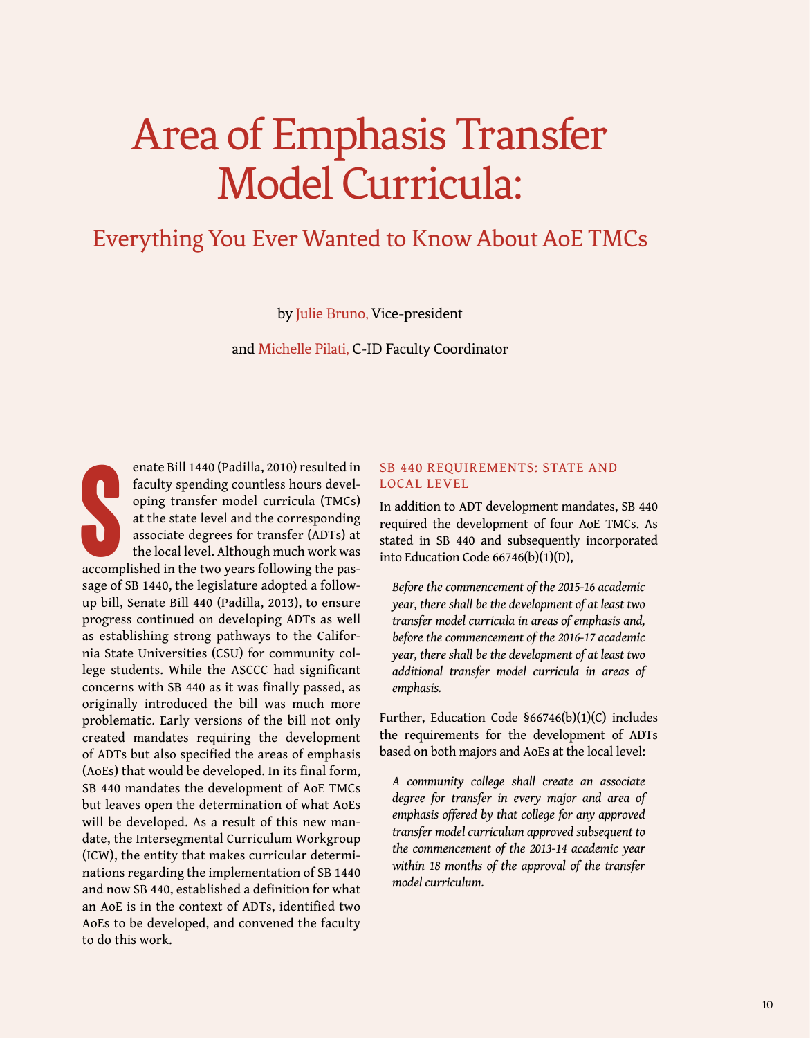# Area of Emphasis Transfer Model Curricula:

## Everything You Ever Wanted to Know About AoE TMCs

by Julie Bruno, Vice-president

and Michelle Pilati, C-ID Faculty Coordinator

Senate Bill 1440 (Padilla, 2010) resulted in faculty spending countless hours developing transfer model curricula (TMCs) at the state level and the corresponding associate degrees for transfer (ADTs) at the local level. Although much work was accomplished in the two years following the passage of SB 1440, the legislature adopted a follow-up bill, Senate Bill 440 (Padilla, 2013), to ensure progress continued on developing ADTs as well as establishing strong pathways to the California State Universities (CSU) for community college students. While the ASCCC had significant concerns with SB 440 as it was finally passed, as originally introduced the bill was much more problematic. Early versions of the bill not only created mandates requiring the development of ADTs but also specified the areas of emphasis (AoEs) that would be developed. In its final form, SB 440 mandates the development of AoE TMCs but leaves open the determination of what AoEs will be developed. As a result of this new mandate, the Intersegmental Curriculum Workgroup (ICW), the entity that makes curricular determinations regarding the implementation of SB 1440 and now SB 440, established a definition for what an AoE is in the context of ADTs, identified two AoEs to be developed, and convened the faculty to do this work.

### SB 440 REQUIREMENTS: STATE AND LOCAL LEVEL

In addition to ADT development mandates, SB 440 required the development of four AoE TMCs. As stated in SB 440 and subsequently incorporated into Education Code 66746(b)(1)(D),

> *Before the commencement of the 2015-16 academic year, there shall be the development of at least two transfer model curricula in areas of emphasis and, before the commencement of the 2016-17 academic year, there shall be the development of at least two additional transfer model curricula in areas of emphasis.*

Further, Education Code §66746(b)(1)(C) includes the requirements for the development of ADTs based on both majors and AoEs at the local level:

> *A community college shall create an associate degree for transfer in every major and area of emphasis offered by that college for any approved transfer model curriculum approved subsequent to the commencement of the 2013-14 academic year within 18 months of the approval of the transfer model curriculum.*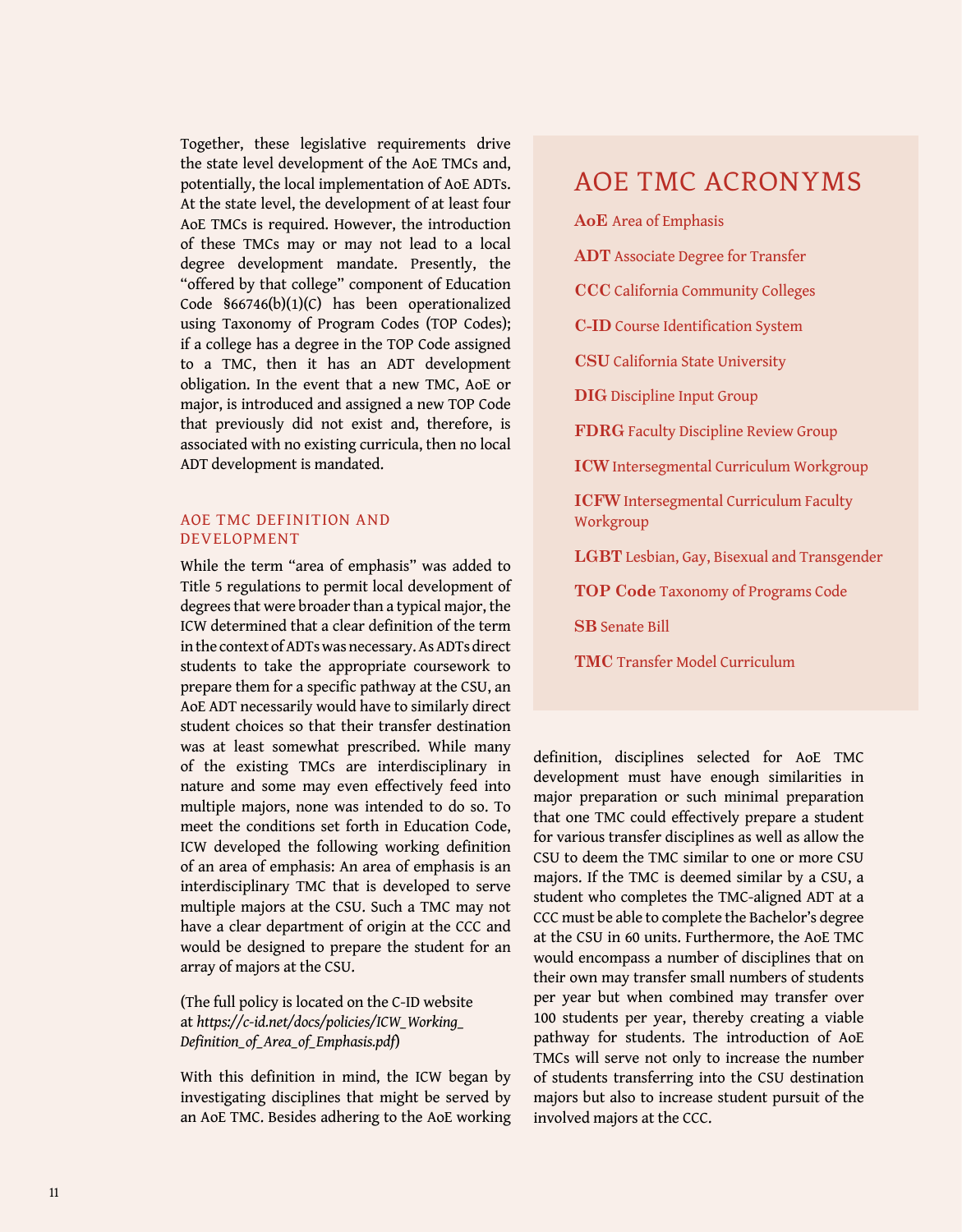Together, these legislative requirements drive the state level development of the AoE TMCs and, potentially, the local implementation of AoE ADTs. At the state level, the development of at least four AoE TMCs is required. However, the introduction of these TMCs may or may not lead to a local degree development mandate. Presently, the "offered by that college" component of Education Code §66746(b)(1)(C) has been operationalized using Taxonomy of Program Codes (TOP Codes); if a college has a degree in the TOP Code assigned to a TMC, then it has an ADT development obligation. In the event that a new TMC, AoE or major, is introduced and assigned a new TOP Code that previously did not exist and, therefore, is associated with no existing curricula, then no local ADT development is mandated.

## AOE TMC ACRONYMS

**AoE** Area of Emphasis

**ADT** Associate Degree for Transfer

**CCC** California Community Colleges

**C-ID** Course Identification System

**CSU** California State University

**DIG** Discipline Input Group

**FDRG** Faculty Discipline Review Group

**ICW** Intersegmental Curriculum Workgroup

**ICFW** Intersegmental Curriculum Faculty Workgroup

**LGBT** Lesbian, Gay, Bisexual and Transgender

**TOP Code** Taxonomy of Programs Code

**SB** Senate Bill

**TMC** Transfer Model Curriculum

### AOE TMC DEFINITION AND DEVELOPMENT

While the term "area of emphasis" was added to Title 5 regulations to permit local development of degrees that were broader than a typical major, the ICW determined that a clear definition of the term in the context of ADTs was necessary. As ADTs direct students to take the appropriate coursework to prepare them for a specific pathway at the CSU, an AoE ADT necessarily would have to similarly direct student choices so that their transfer destination was at least somewhat prescribed. While many of the existing TMCs are interdisciplinary in nature and some may even effectively feed into multiple majors, none was intended to do so. To meet the conditions set forth in Education Code, ICW developed the following working definition of an area of emphasis: An area of emphasis is an interdisciplinary TMC that is developed to serve multiple majors at the CSU. Such a TMC may not have a clear department of origin at the CCC and would be designed to prepare the student for an array of majors at the CSU.

(The full policy is located on the C-ID website at *https://c-id.net/docs/policies/ICW_Working_Definition_of_Area_of_Emphasis.pdf*)

With this definition in mind, the ICW began by investigating disciplines that might be served by an AoE TMC. Besides adhering to the AoE working definition, disciplines selected for AoE TMC development must have enough similarities in major preparation or such minimal preparation that one TMC could effectively prepare a student for various transfer disciplines as well as allow the CSU to deem the TMC similar to one or more CSU majors. If the TMC is deemed similar by a CSU, a student who completes the TMC-aligned ADT at a CCC must be able to complete the Bachelor's degree at the CSU in 60 units. Furthermore, the AoE TMC would encompass a number of disciplines that on their own may transfer small numbers of students per year but when combined may transfer over 100 students per year, thereby creating a viable pathway for students. The introduction of AoE TMCs will serve not only to increase the number of students transferring into the CSU destination majors but also to increase student pursuit of the involved majors at the CCC.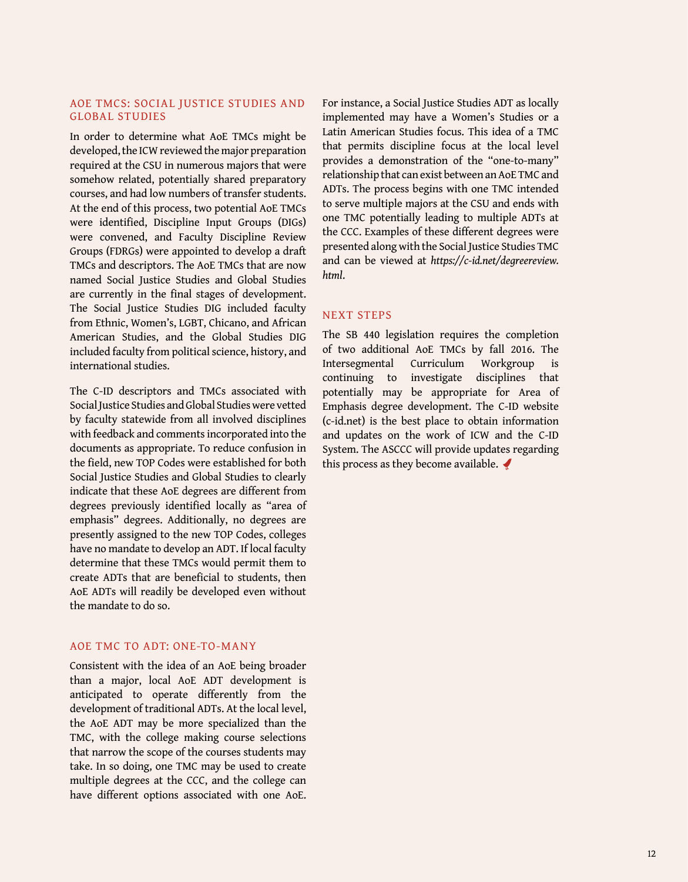## AOE TMCS: SOCIAL JUSTICE STUDIES AND GLOBAL STUDIES

In order to determine what AoE TMCs might be developed, the ICW reviewed the major preparation required at the CSU in numerous majors that were somehow related, potentially shared preparatory courses, and had low numbers of transfer students. At the end of this process, two potential AoE TMCs were identified, Discipline Input Groups (DIGs) were convened, and Faculty Discipline Review Groups (FDRGs) were appointed to develop a draft TMCs and descriptors. The AoE TMCs that are now named Social Justice Studies and Global Studies are currently in the final stages of development. The Social Justice Studies DIG included faculty from Ethnic, Women's, LGBT, Chicano, and African American Studies, and the Global Studies DIG included faculty from political science, history, and international studies.

The C-ID descriptors and TMCs associated with Social Justice Studies and Global Studies were vetted by faculty statewide from all involved disciplines with feedback and comments incorporated into the documents as appropriate. To reduce confusion in the field, new TOP Codes were established for both Social Justice Studies and Global Studies to clearly indicate that these AoE degrees are different from degrees previously identified locally as "area of emphasis" degrees. Additionally, no degrees are presently assigned to the new TOP Codes, colleges have no mandate to develop an ADT. If local faculty determine that these TMCs would permit them to create ADTs that are beneficial to students, then AoE ADTs will readily be developed even without the mandate to do so.

## AOE TMC TO ADT: ONE-TO-MANY

Consistent with the idea of an AoE being broader than a major, local AoE ADT development is anticipated to operate differently from the development of traditional ADTs. At the local level, the AoE ADT may be more specialized than the TMC, with the college making course selections that narrow the scope of the courses students may take. In so doing, one TMC may be used to create multiple degrees at the CCC, and the college can have different options associated with one AoE. For instance, a Social Justice Studies ADT as locally implemented may have a Women's Studies or a Latin American Studies focus. This idea of a TMC that permits discipline focus at the local level provides a demonstration of the "one-to-many" relationship that can exist between an AoE TMC and ADTs. The process begins with one TMC intended to serve multiple majors at the CSU and ends with one TMC potentially leading to multiple ADTs at the CCC. Examples of these different degrees were presented along with the Social Justice Studies TMC and can be viewed at *https://c-id.net/degreereview.html*.

## NEXT STEPS

The SB 440 legislation requires the completion of two additional AoE TMCs by fall 2016. The Intersegmental Curriculum Workgroup is continuing to investigate disciplines that potentially may be appropriate for Area of Emphasis degree development. The C-ID website (c-id.net) is the best place to obtain information and updates on the work of ICW and the C-ID System. The ASCCC will provide updates regarding this process as they become available.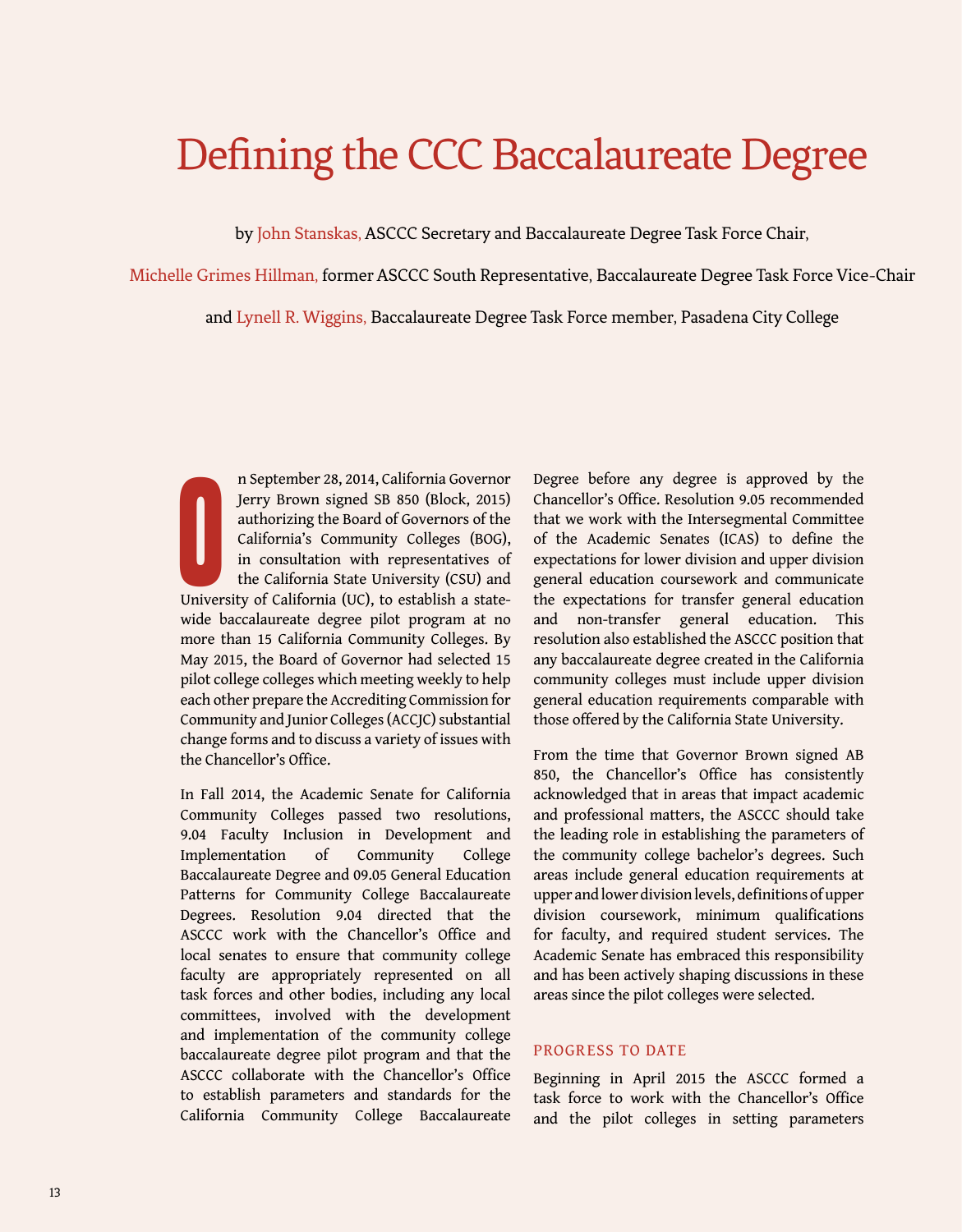# Defining the CCC Baccalaureate Degree

by John Stanskas, ASCCC Secretary and Baccalaureate Degree Task Force Chair,

Michelle Grimes Hillman, former ASCCC South Representative, Baccalaureate Degree Task Force Vice-Chair

and Lynell R. Wiggins, Baccalaureate Degree Task Force member, Pasadena City College

On September 28, 2014, California Governor Jerry Brown signed SB 850 (Block, 2015) authorizing the Board of Governors of the California's Community Colleges (BOG), in consultation with representatives of the California State University (CSU) and University of California (UC), to establish a statewide baccalaureate degree pilot program at no more than 15 California Community Colleges. By May 2015, the Board of Governor had selected 15 pilot college colleges which meeting weekly to help each other prepare the Accrediting Commission for Community and Junior Colleges (ACCJC) substantial change forms and to discuss a variety of issues with the Chancellor's Office.

In Fall 2014, the Academic Senate for California Community Colleges passed two resolutions, 9.04 Faculty Inclusion in Development and Implementation of Community College Baccalaureate Degree and 09.05 General Education Patterns for Community College Baccalaureate Degrees. Resolution 9.04 directed that the ASCCC work with the Chancellor's Office and local senates to ensure that community college faculty are appropriately represented on all task forces and other bodies, including any local committees, involved with the development and implementation of the community college baccalaureate degree pilot program and that the ASCCC collaborate with the Chancellor's Office to establish parameters and standards for the California Community College Baccalaureate Degree before any degree is approved by the Chancellor's Office. Resolution 9.05 recommended that we work with the Intersegmental Committee of the Academic Senates (ICAS) to define the expectations for lower division and upper division general education coursework and communicate the expectations for transfer general education and non-transfer general education. This resolution also established the ASCCC position that any baccalaureate degree created in the California community colleges must include upper division general education requirements comparable with those offered by the California State University.

From the time that Governor Brown signed AB 850, the Chancellor's Office has consistently acknowledged that in areas that impact academic and professional matters, the ASCCC should take the leading role in establishing the parameters of the community college bachelor's degrees. Such areas include general education requirements at upper and lower division levels, definitions of upper division coursework, minimum qualifications for faculty, and required student services. The Academic Senate has embraced this responsibility and has been actively shaping discussions in these areas since the pilot colleges were selected.

## PROGRESS TO DATE

Beginning in April 2015 the ASCCC formed a task force to work with the Chancellor's Office and the pilot colleges in setting parameters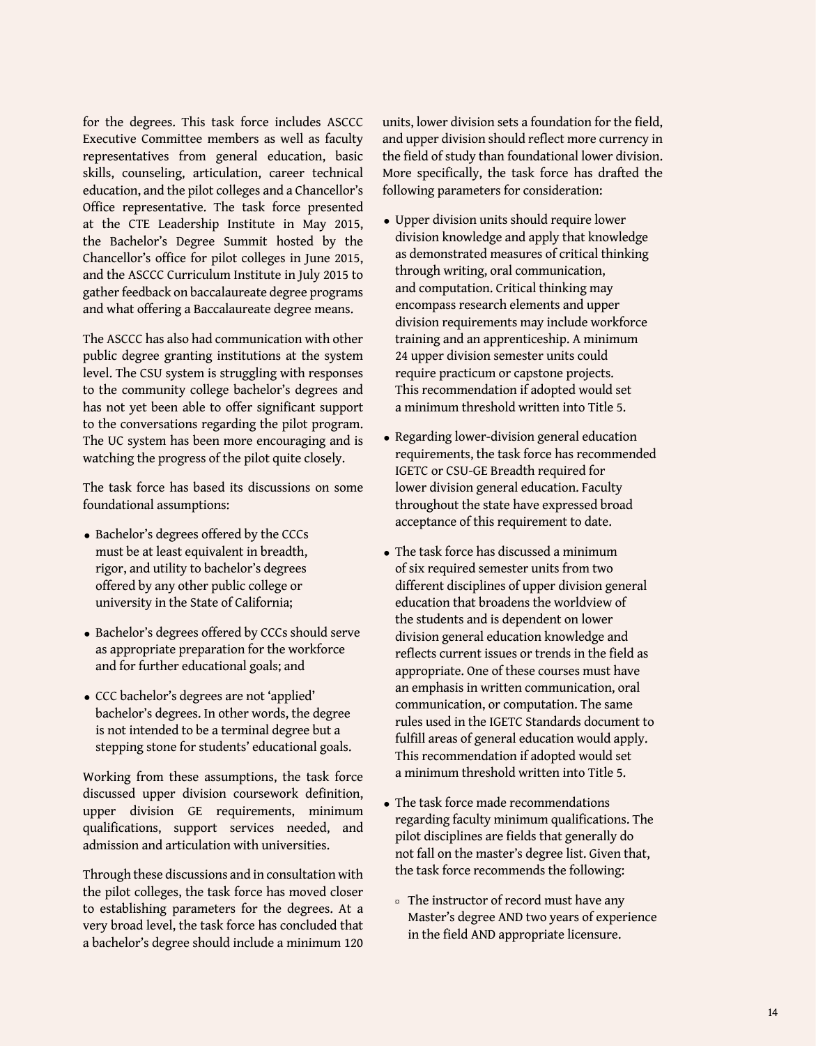for the degrees. This task force includes ASCCC Executive Committee members as well as faculty representatives from general education, basic skills, counseling, articulation, career technical education, and the pilot colleges and a Chancellor's Office representative. The task force presented at the CTE Leadership Institute in May 2015, the Bachelor's Degree Summit hosted by the Chancellor's office for pilot colleges in June 2015, and the ASCCC Curriculum Institute in July 2015 to gather feedback on baccalaureate degree programs and what offering a Baccalaureate degree means.

The ASCCC has also had communication with other public degree granting institutions at the system level. The CSU system is struggling with responses to the community college bachelor's degrees and has not yet been able to offer significant support to the conversations regarding the pilot program. The UC system has been more encouraging and is watching the progress of the pilot quite closely.

The task force has based its discussions on some foundational assumptions:

- Bachelor's degrees offered by the CCCs must be at least equivalent in breadth, rigor, and utility to bachelor's degrees offered by any other public college or university in the State of California;
- Bachelor's degrees offered by CCCs should serve as appropriate preparation for the workforce and for further educational goals; and
- CCC bachelor's degrees are not 'applied' bachelor's degrees. In other words, the degree is not intended to be a terminal degree but a stepping stone for students' educational goals.

Working from these assumptions, the task force discussed upper division coursework definition, upper division GE requirements, minimum qualifications, support services needed, and admission and articulation with universities.

Through these discussions and in consultation with the pilot colleges, the task force has moved closer to establishing parameters for the degrees. At a very broad level, the task force has concluded that a bachelor's degree should include a minimum 120 units, lower division sets a foundation for the field, and upper division should reflect more currency in the field of study than foundational lower division. More specifically, the task force has drafted the following parameters for consideration:

- Upper division units should require lower division knowledge and apply that knowledge as demonstrated measures of critical thinking through writing, oral communication, and computation. Critical thinking may encompass research elements and upper division requirements may include workforce training and an apprenticeship. A minimum 24 upper division semester units could require practicum or capstone projects. This recommendation if adopted would set a minimum threshold written into Title 5.
- Regarding lower-division general education requirements, the task force has recommended IGETC or CSU-GE Breadth required for lower division general education. Faculty throughout the state have expressed broad acceptance of this requirement to date.
- The task force has discussed a minimum of six required semester units from two different disciplines of upper division general education that broadens the worldview of the students and is dependent on lower division general education knowledge and reflects current issues or trends in the field as appropriate. One of these courses must have an emphasis in written communication, oral communication, or computation. The same rules used in the IGETC Standards document to fulfill areas of general education would apply. This recommendation if adopted would set a minimum threshold written into Title 5.
- The task force made recommendations regarding faculty minimum qualifications. The pilot disciplines are fields that generally do not fall on the master's degree list. Given that, the task force recommends the following:
  - The instructor of record must have any Master's degree AND two years of experience in the field AND appropriate licensure.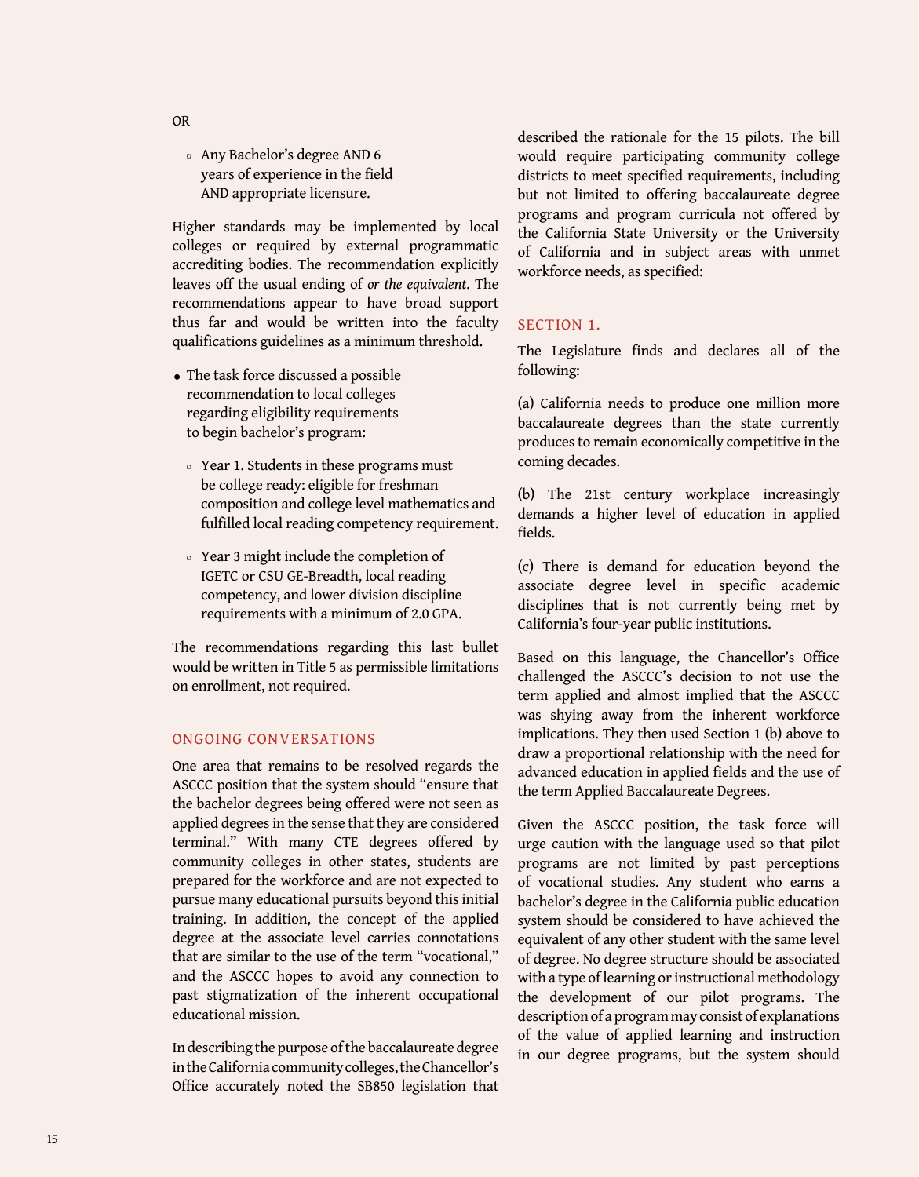OR

- Any Bachelor's degree AND 6 years of experience in the field AND appropriate licensure.

Higher standards may be implemented by local colleges or required by external programmatic accrediting bodies. The recommendation explicitly leaves off the usual ending of *or the equivalent*. The recommendations appear to have broad support thus far and would be written into the faculty qualifications guidelines as a minimum threshold.

- The task force discussed a possible recommendation to local colleges regarding eligibility requirements to begin bachelor's program:
  - Year 1. Students in these programs must be college ready: eligible for freshman composition and college level mathematics and fulfilled local reading competency requirement.
  - Year 3 might include the completion of IGETC or CSU GE-Breadth, local reading competency, and lower division discipline requirements with a minimum of 2.0 GPA.

The recommendations regarding this last bullet would be written in Title 5 as permissible limitations on enrollment, not required.

## ONGOING CONVERSATIONS

One area that remains to be resolved regards the ASCCC position that the system should "ensure that the bachelor degrees being offered were not seen as applied degrees in the sense that they are considered terminal." With many CTE degrees offered by community colleges in other states, students are prepared for the workforce and are not expected to pursue many educational pursuits beyond this initial training. In addition, the concept of the applied degree at the associate level carries connotations that are similar to the use of the term "vocational," and the ASCCC hopes to avoid any connection to past stigmatization of the inherent occupational educational mission.

In describing the purpose of the baccalaureate degree in the California community colleges, the Chancellor's Office accurately noted the SB850 legislation that described the rationale for the 15 pilots. The bill would require participating community college districts to meet specified requirements, including but not limited to offering baccalaureate degree programs and program curricula not offered by the California State University or the University of California and in subject areas with unmet workforce needs, as specified:

## SECTION 1.

The Legislature finds and declares all of the following:

(a) California needs to produce one million more baccalaureate degrees than the state currently produces to remain economically competitive in the coming decades.

(b) The 21st century workplace increasingly demands a higher level of education in applied fields.

(c) There is demand for education beyond the associate degree level in specific academic disciplines that is not currently being met by California's four-year public institutions.

Based on this language, the Chancellor's Office challenged the ASCCC's decision to not use the term applied and almost implied that the ASCCC was shying away from the inherent workforce implications. They then used Section 1 (b) above to draw a proportional relationship with the need for advanced education in applied fields and the use of the term Applied Baccalaureate Degrees.

Given the ASCCC position, the task force will urge caution with the language used so that pilot programs are not limited by past perceptions of vocational studies. Any student who earns a bachelor's degree in the California public education system should be considered to have achieved the equivalent of any other student with the same level of degree. No degree structure should be associated with a type of learning or instructional methodology the development of our pilot programs. The description of a program may consist of explanations of the value of applied learning and instruction in our degree programs, but the system should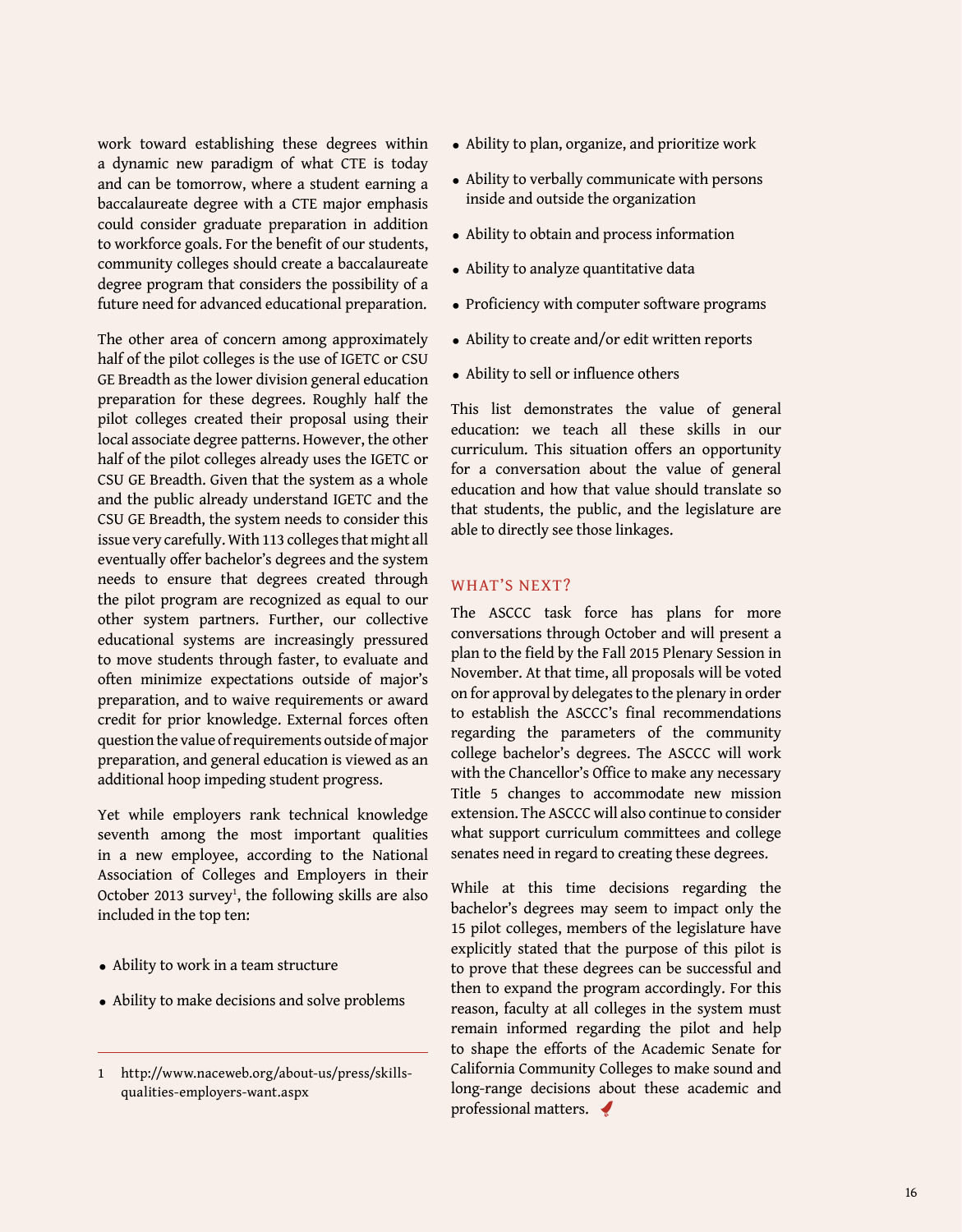work toward establishing these degrees within a dynamic new paradigm of what CTE is today and can be tomorrow, where a student earning a baccalaureate degree with a CTE major emphasis could consider graduate preparation in addition to workforce goals. For the benefit of our students, community colleges should create a baccalaureate degree program that considers the possibility of a future need for advanced educational preparation.

The other area of concern among approximately half of the pilot colleges is the use of IGETC or CSU GE Breadth as the lower division general education preparation for these degrees. Roughly half the pilot colleges created their proposal using their local associate degree patterns. However, the other half of the pilot colleges already uses the IGETC or CSU GE Breadth. Given that the system as a whole and the public already understand IGETC and the CSU GE Breadth, the system needs to consider this issue very carefully. With 113 colleges that might all eventually offer bachelor's degrees and the system needs to ensure that degrees created through the pilot program are recognized as equal to our other system partners. Further, our collective educational systems are increasingly pressured to move students through faster, to evaluate and often minimize expectations outside of major's preparation, and to waive requirements or award credit for prior knowledge. External forces often question the value of requirements outside of major preparation, and general education is viewed as an additional hoop impeding student progress.

Yet while employers rank technical knowledge seventh among the most important qualities in a new employee, according to the National Association of Colleges and Employers in their October 2013 survey[1], the following skills are also included in the top ten:

- Ability to work in a team structure
- Ability to make decisions and solve problems
- Ability to plan, organize, and prioritize work
- Ability to verbally communicate with persons inside and outside the organization
- Ability to obtain and process information
- Ability to analyze quantitative data
- Proficiency with computer software programs
- Ability to create and/or edit written reports
- Ability to sell or influence others

This list demonstrates the value of general education: we teach all these skills in our curriculum. This situation offers an opportunity for a conversation about the value of general education and how that value should translate so that students, the public, and the legislature are able to directly see those linkages.

## WHAT'S NEXT?

The ASCCC task force has plans for more conversations through October and will present a plan to the field by the Fall 2015 Plenary Session in November. At that time, all proposals will be voted on for approval by delegates to the plenary in order to establish the ASCCC's final recommendations regarding the parameters of the community college bachelor's degrees. The ASCCC will work with the Chancellor's Office to make any necessary Title 5 changes to accommodate new mission extension. The ASCCC will also continue to consider what support curriculum committees and college senates need in regard to creating these degrees.

While at this time decisions regarding the bachelor's degrees may seem to impact only the 15 pilot colleges, members of the legislature have explicitly stated that the purpose of this pilot is to prove that these degrees can be successful and then to expand the program accordingly. For this reason, faculty at all colleges in the system must remain informed regarding the pilot and help to shape the efforts of the Academic Senate for California Community Colleges to make sound and long-range decisions about these academic and professional matters.

---

1 http://www.naceweb.org/about-us/press/skills-qualities-employers-want.aspx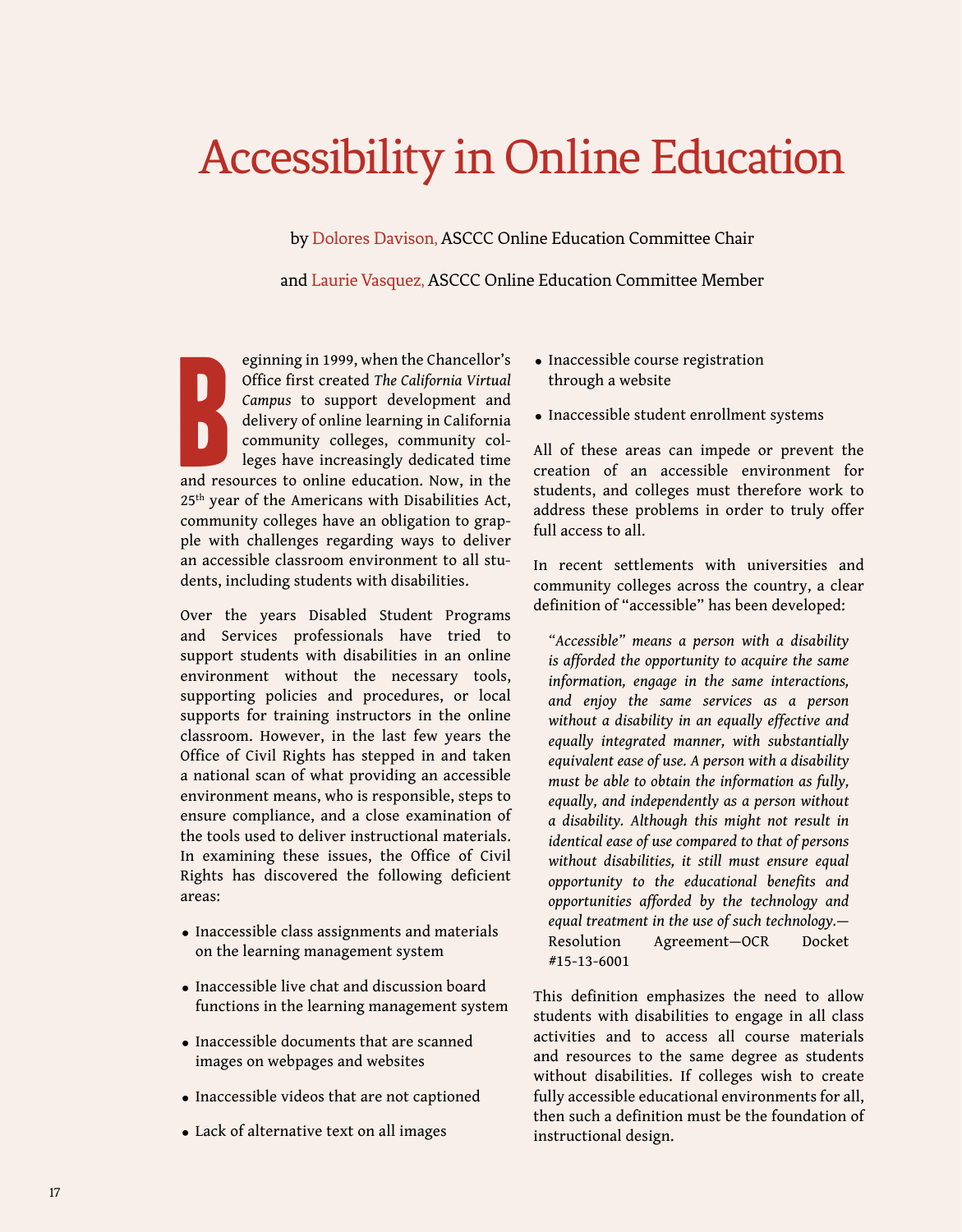# Accessibility in Online Education

by Dolores Davison, ASCCC Online Education Committee Chair

and Laurie Vasquez, ASCCC Online Education Committee Member

Beginning in 1999, when the Chancellor's Office first created *The California Virtual Campus* to support development and delivery of online learning in California community colleges, community colleges have increasingly dedicated time and resources to online education. Now, in the 25th year of the Americans with Disabilities Act, community colleges have an obligation to grapple with challenges regarding ways to deliver an accessible classroom environment to all students, including students with disabilities.

Over the years Disabled Student Programs and Services professionals have tried to support students with disabilities in an online environment without the necessary tools, supporting policies and procedures, or local supports for training instructors in the online classroom. However, in the last few years the Office of Civil Rights has stepped in and taken a national scan of what providing an accessible environment means, who is responsible, steps to ensure compliance, and a close examination of the tools used to deliver instructional materials. In examining these issues, the Office of Civil Rights has discovered the following deficient areas:

- Inaccessible class assignments and materials on the learning management system
- Inaccessible live chat and discussion board functions in the learning management system
- Inaccessible documents that are scanned images on webpages and websites
- Inaccessible videos that are not captioned
- Lack of alternative text on all images
- Inaccessible course registration through a website
- Inaccessible student enrollment systems

All of these areas can impede or prevent the creation of an accessible environment for students, and colleges must therefore work to address these problems in order to truly offer full access to all.

In recent settlements with universities and community colleges across the country, a clear definition of "accessible" has been developed:

> *"Accessible" means a person with a disability is afforded the opportunity to acquire the same information, engage in the same interactions, and enjoy the same services as a person without a disability in an equally effective and equally integrated manner, with substantially equivalent ease of use. A person with a disability must be able to obtain the information as fully, equally, and independently as a person without a disability. Although this might not result in identical ease of use compared to that of persons without disabilities, it still must ensure equal opportunity to the educational benefits and opportunities afforded by the technology and equal treatment in the use of such technology.*—Resolution Agreement—OCR Docket #15-13-6001

This definition emphasizes the need to allow students with disabilities to engage in all class activities and to access all course materials and resources to the same degree as students without disabilities. If colleges wish to create fully accessible educational environments for all, then such a definition must be the foundation of instructional design.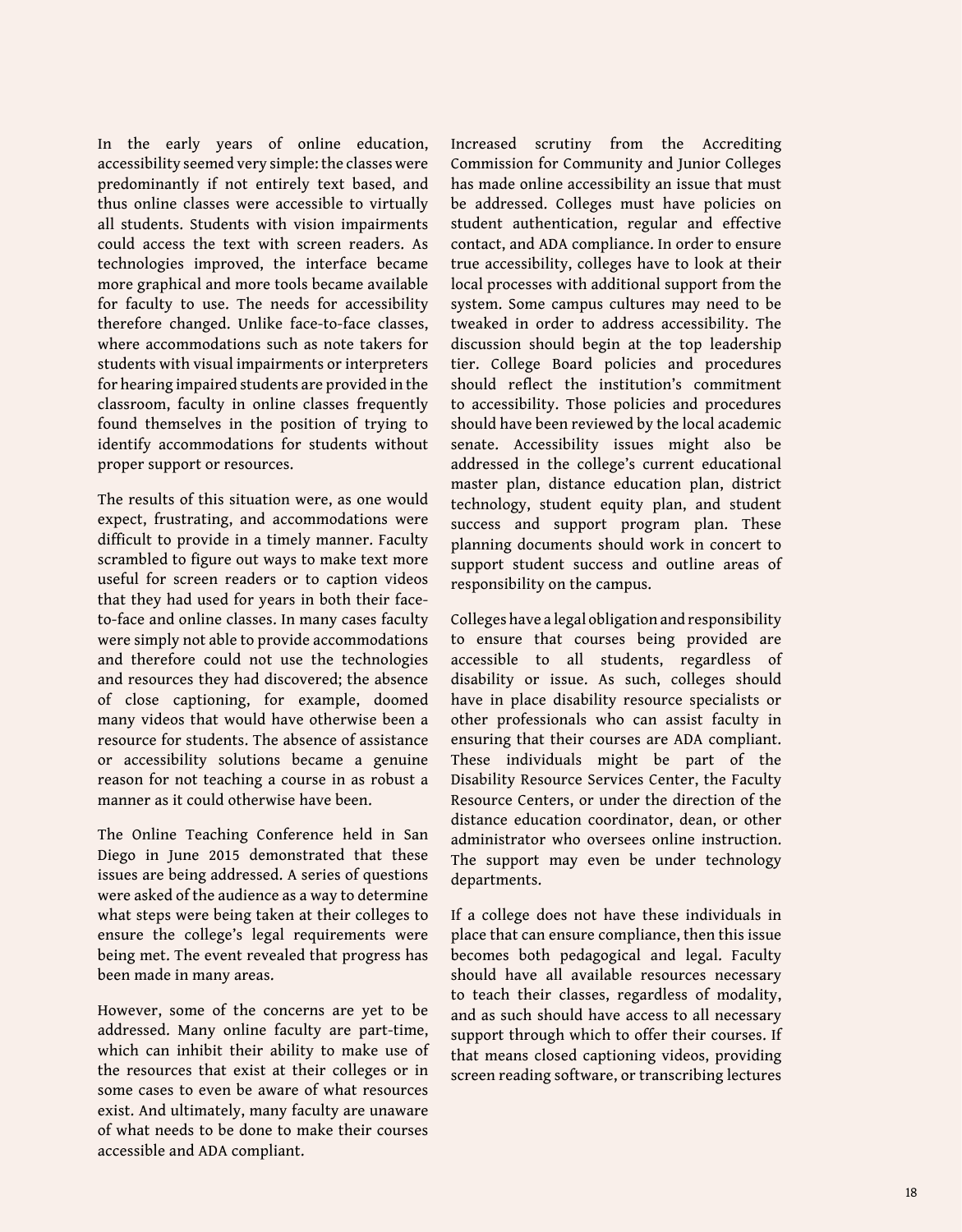In the early years of online education, accessibility seemed very simple: the classes were predominantly if not entirely text based, and thus online classes were accessible to virtually all students. Students with vision impairments could access the text with screen readers. As technologies improved, the interface became more graphical and more tools became available for faculty to use. The needs for accessibility therefore changed. Unlike face-to-face classes, where accommodations such as note takers for students with visual impairments or interpreters for hearing impaired students are provided in the classroom, faculty in online classes frequently found themselves in the position of trying to identify accommodations for students without proper support or resources.

The results of this situation were, as one would expect, frustrating, and accommodations were difficult to provide in a timely manner. Faculty scrambled to figure out ways to make text more useful for screen readers or to caption videos that they had used for years in both their face-to-face and online classes. In many cases faculty were simply not able to provide accommodations and therefore could not use the technologies and resources they had discovered; the absence of close captioning, for example, doomed many videos that would have otherwise been a resource for students. The absence of assistance or accessibility solutions became a genuine reason for not teaching a course in as robust a manner as it could otherwise have been.

The Online Teaching Conference held in San Diego in June 2015 demonstrated that these issues are being addressed. A series of questions were asked of the audience as a way to determine what steps were being taken at their colleges to ensure the college's legal requirements were being met. The event revealed that progress has been made in many areas.

However, some of the concerns are yet to be addressed. Many online faculty are part-time, which can inhibit their ability to make use of the resources that exist at their colleges or in some cases to even be aware of what resources exist. And ultimately, many faculty are unaware of what needs to be done to make their courses accessible and ADA compliant.

Increased scrutiny from the Accrediting Commission for Community and Junior Colleges has made online accessibility an issue that must be addressed. Colleges must have policies on student authentication, regular and effective contact, and ADA compliance. In order to ensure true accessibility, colleges have to look at their local processes with additional support from the system. Some campus cultures may need to be tweaked in order to address accessibility. The discussion should begin at the top leadership tier. College Board policies and procedures should reflect the institution's commitment to accessibility. Those policies and procedures should have been reviewed by the local academic senate. Accessibility issues might also be addressed in the college's current educational master plan, distance education plan, district technology, student equity plan, and student success and support program plan. These planning documents should work in concert to support student success and outline areas of responsibility on the campus.

Colleges have a legal obligation and responsibility to ensure that courses being provided are accessible to all students, regardless of disability or issue. As such, colleges should have in place disability resource specialists or other professionals who can assist faculty in ensuring that their courses are ADA compliant. These individuals might be part of the Disability Resource Services Center, the Faculty Resource Centers, or under the direction of the distance education coordinator, dean, or other administrator who oversees online instruction. The support may even be under technology departments.

If a college does not have these individuals in place that can ensure compliance, then this issue becomes both pedagogical and legal. Faculty should have all available resources necessary to teach their classes, regardless of modality, and as such should have access to all necessary support through which to offer their courses. If that means closed captioning videos, providing screen reading software, or transcribing lectures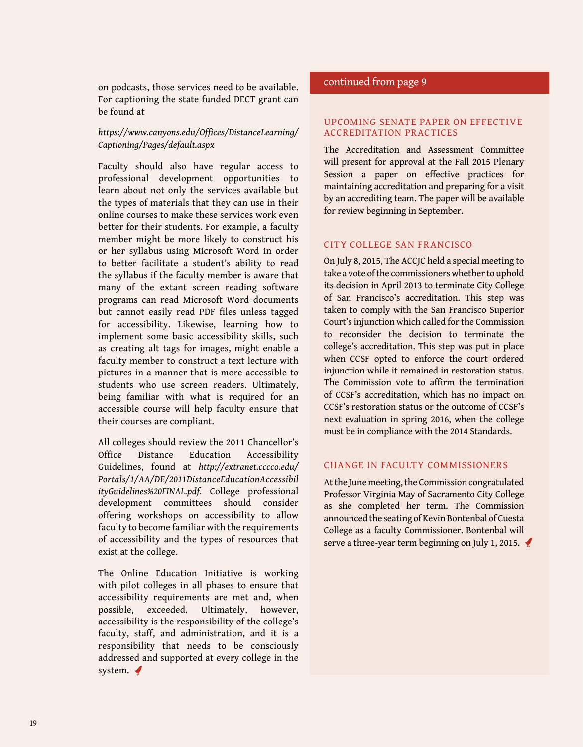on podcasts, those services need to be available. For captioning the state funded DECT grant can be found at

*https://www.canyons.edu/Offices/DistanceLearning/Captioning/Pages/default.aspx*

Faculty should also have regular access to professional development opportunities to learn about not only the services available but the types of materials that they can use in their online courses to make these services work even better for their students. For example, a faculty member might be more likely to construct his or her syllabus using Microsoft Word in order to better facilitate a student's ability to read the syllabus if the faculty member is aware that many of the extant screen reading software programs can read Microsoft Word documents but cannot easily read PDF files unless tagged for accessibility. Likewise, learning how to implement some basic accessibility skills, such as creating alt tags for images, might enable a faculty member to construct a text lecture with pictures in a manner that is more accessible to students who use screen readers. Ultimately, being familiar with what is required for an accessible course will help faculty ensure that their courses are compliant.

All colleges should review the 2011 Chancellor's Office Distance Education Accessibility Guidelines, found at *http://extranet.cccco.edu/Portals/1/AA/DE/2011DistanceEducationAccessibilityGuidelines%20FINAL.pdf.* College professional development committees should consider offering workshops on accessibility to allow faculty to become familiar with the requirements of accessibility and the types of resources that exist at the college.

The Online Education Initiative is working with pilot colleges in all phases to ensure that accessibility requirements are met and, when possible, exceeded. Ultimately, however, accessibility is the responsibility of the college's faculty, staff, and administration, and it is a responsibility that needs to be consciously addressed and supported at every college in the system.

continued from page 9

## UPCOMING SENATE PAPER ON EFFECTIVE ACCREDITATION PRACTICES

The Accreditation and Assessment Committee will present for approval at the Fall 2015 Plenary Session a paper on effective practices for maintaining accreditation and preparing for a visit by an accrediting team. The paper will be available for review beginning in September.

## CITY COLLEGE SAN FRANCISCO

On July 8, 2015, The ACCJC held a special meeting to take a vote of the commissioners whether to uphold its decision in April 2013 to terminate City College of San Francisco's accreditation. This step was taken to comply with the San Francisco Superior Court's injunction which called for the Commission to reconsider the decision to terminate the college's accreditation. This step was put in place when CCSF opted to enforce the court ordered injunction while it remained in restoration status. The Commission vote to affirm the termination of CCSF's accreditation, which has no impact on CCSF's restoration status or the outcome of CCSF's next evaluation in spring 2016, when the college must be in compliance with the 2014 Standards.

## CHANGE IN FACULTY COMMISSIONERS

At the June meeting, the Commission congratulated Professor Virginia May of Sacramento City College as she completed her term. The Commission announced the seating of Kevin Bontenbal of Cuesta College as a faculty Commissioner. Bontenbal will serve a three-year term beginning on July 1, 2015.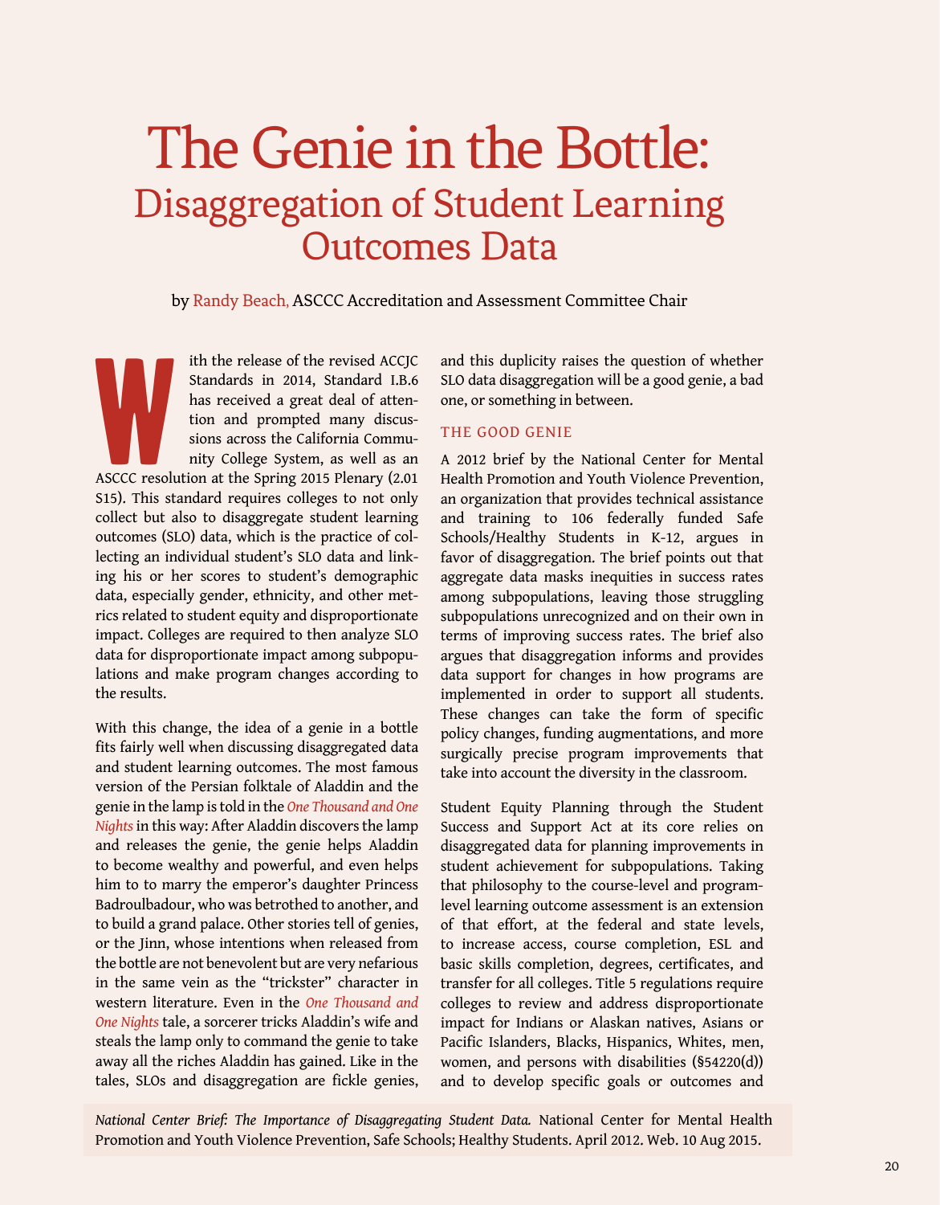# The Genie in the Bottle:

## Disaggregation of Student Learning Outcomes Data

by Randy Beach, ASCCC Accreditation and Assessment Committee Chair

With the release of the revised ACCJC Standards in 2014, Standard I.B.6 has received a great deal of attention and prompted many discussions across the California Community College System, as well as an ASCCC resolution at the Spring 2015 Plenary (2.01 S15). This standard requires colleges to not only collect but also to disaggregate student learning outcomes (SLO) data, which is the practice of collecting an individual student's SLO data and linking his or her scores to student's demographic data, especially gender, ethnicity, and other metrics related to student equity and disproportionate impact. Colleges are required to then analyze SLO data for disproportionate impact among subpopulations and make program changes according to the results.

With this change, the idea of a genie in a bottle fits fairly well when discussing disaggregated data and student learning outcomes. The most famous version of the Persian folktale of Aladdin and the genie in the lamp is told in the *One Thousand and One Nights* in this way: After Aladdin discovers the lamp and releases the genie, the genie helps Aladdin to become wealthy and powerful, and even helps him to to marry the emperor's daughter Princess Badroulbadour, who was betrothed to another, and to build a grand palace. Other stories tell of genies, or the Jinn, whose intentions when released from the bottle are not benevolent but are very nefarious in the same vein as the "trickster" character in western literature. Even in the *One Thousand and One Nights* tale, a sorcerer tricks Aladdin's wife and steals the lamp only to command the genie to take away all the riches Aladdin has gained. Like in the tales, SLOs and disaggregation are fickle genies, and this duplicity raises the question of whether SLO data disaggregation will be a good genie, a bad one, or something in between.

### THE GOOD GENIE

A 2012 brief by the National Center for Mental Health Promotion and Youth Violence Prevention, an organization that provides technical assistance and training to 106 federally funded Safe Schools/Healthy Students in K-12, argues in favor of disaggregation. The brief points out that aggregate data masks inequities in success rates among subpopulations, leaving those struggling subpopulations unrecognized and on their own in terms of improving success rates. The brief also argues that disaggregation informs and provides data support for changes in how programs are implemented in order to support all students. These changes can take the form of specific policy changes, funding augmentations, and more surgically precise program improvements that take into account the diversity in the classroom.

Student Equity Planning through the Student Success and Support Act at its core relies on disaggregated data for planning improvements in student achievement for subpopulations. Taking that philosophy to the course-level and program-level learning outcome assessment is an extension of that effort, at the federal and state levels, to increase access, course completion, ESL and basic skills completion, degrees, certificates, and transfer for all colleges. Title 5 regulations require colleges to review and address disproportionate impact for Indians or Alaskan natives, Asians or Pacific Islanders, Blacks, Hispanics, Whites, men, women, and persons with disabilities (§54220(d)) and to develop specific goals or outcomes and

*National Center Brief: The Importance of Disaggregating Student Data.* National Center for Mental Health Promotion and Youth Violence Prevention, Safe Schools; Healthy Students. April 2012. Web. 10 Aug 2015.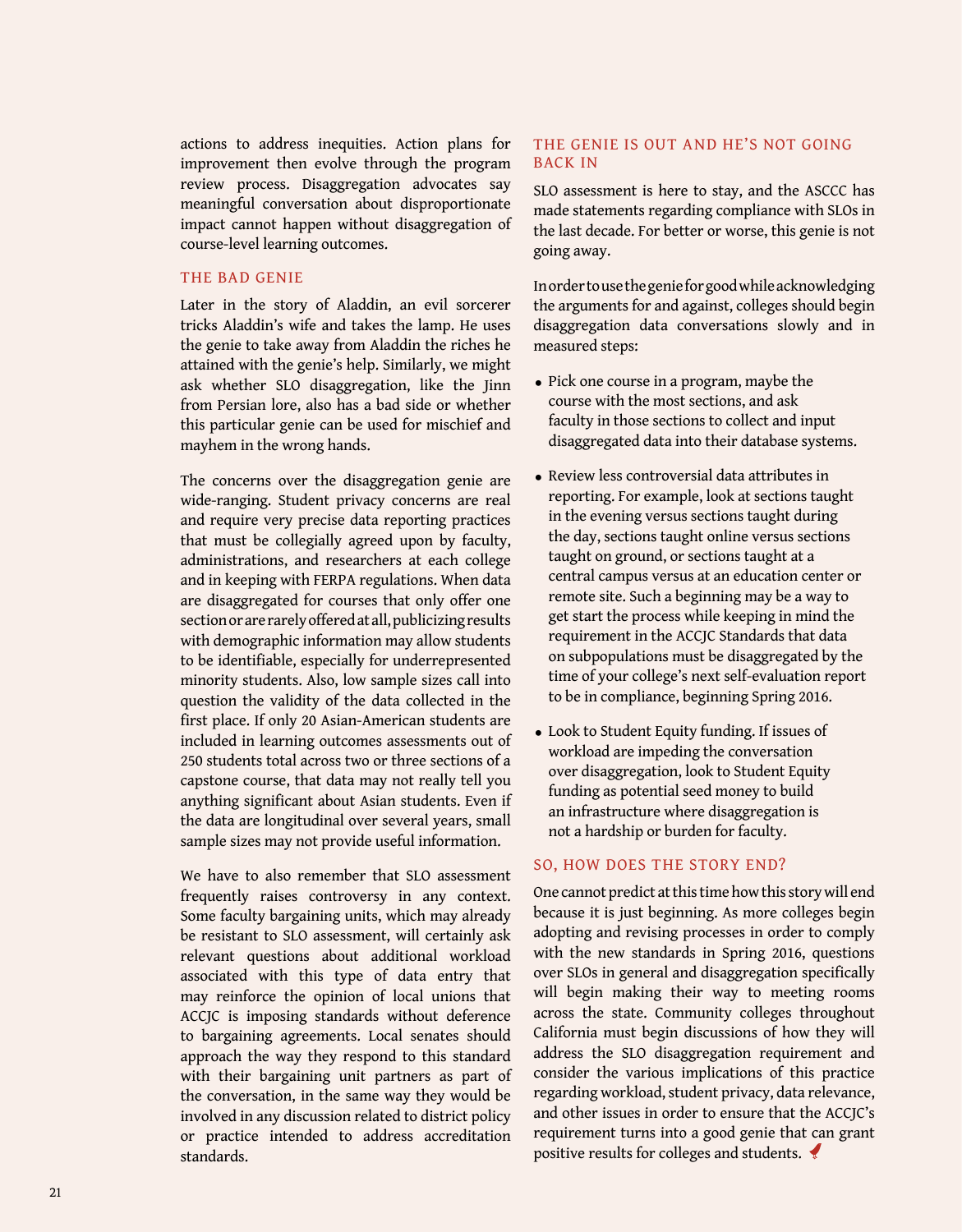actions to address inequities. Action plans for improvement then evolve through the program review process. Disaggregation advocates say meaningful conversation about disproportionate impact cannot happen without disaggregation of course-level learning outcomes.

## THE BAD GENIE

Later in the story of Aladdin, an evil sorcerer tricks Aladdin's wife and takes the lamp. He uses the genie to take away from Aladdin the riches he attained with the genie's help. Similarly, we might ask whether SLO disaggregation, like the Jinn from Persian lore, also has a bad side or whether this particular genie can be used for mischief and mayhem in the wrong hands.

The concerns over the disaggregation genie are wide-ranging. Student privacy concerns are real and require very precise data reporting practices that must be collegially agreed upon by faculty, administrations, and researchers at each college and in keeping with FERPA regulations. When data are disaggregated for courses that only offer one section or are rarely offered at all, publicizing results with demographic information may allow students to be identifiable, especially for underrepresented minority students. Also, low sample sizes call into question the validity of the data collected in the first place. If only 20 Asian-American students are included in learning outcomes assessments out of 250 students total across two or three sections of a capstone course, that data may not really tell you anything significant about Asian students. Even if the data are longitudinal over several years, small sample sizes may not provide useful information.

We have to also remember that SLO assessment frequently raises controversy in any context. Some faculty bargaining units, which may already be resistant to SLO assessment, will certainly ask relevant questions about additional workload associated with this type of data entry that may reinforce the opinion of local unions that ACCJC is imposing standards without deference to bargaining agreements. Local senates should approach the way they respond to this standard with their bargaining unit partners as part of the conversation, in the same way they would be involved in any discussion related to district policy or practice intended to address accreditation standards.

## THE GENIE IS OUT AND HE'S NOT GOING BACK IN

SLO assessment is here to stay, and the ASCCC has made statements regarding compliance with SLOs in the last decade. For better or worse, this genie is not going away.

In order to use the genie for good while acknowledging the arguments for and against, colleges should begin disaggregation data conversations slowly and in measured steps:

- Pick one course in a program, maybe the course with the most sections, and ask faculty in those sections to collect and input disaggregated data into their database systems.
- Review less controversial data attributes in reporting. For example, look at sections taught in the evening versus sections taught during the day, sections taught online versus sections taught on ground, or sections taught at a central campus versus at an education center or remote site. Such a beginning may be a way to get start the process while keeping in mind the requirement in the ACCJC Standards that data on subpopulations must be disaggregated by the time of your college's next self-evaluation report to be in compliance, beginning Spring 2016.
- Look to Student Equity funding. If issues of workload are impeding the conversation over disaggregation, look to Student Equity funding as potential seed money to build an infrastructure where disaggregation is not a hardship or burden for faculty.

## SO, HOW DOES THE STORY END?

One cannot predict at this time how this story will end because it is just beginning. As more colleges begin adopting and revising processes in order to comply with the new standards in Spring 2016, questions over SLOs in general and disaggregation specifically will begin making their way to meeting rooms across the state. Community colleges throughout California must begin discussions of how they will address the SLO disaggregation requirement and consider the various implications of this practice regarding workload, student privacy, data relevance, and other issues in order to ensure that the ACCJC's requirement turns into a good genie that can grant positive results for colleges and students.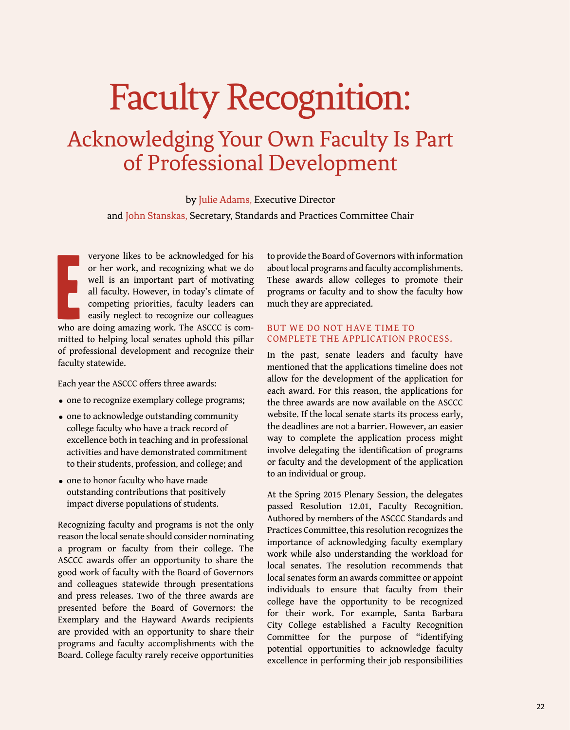# Faculty Recognition:

## Acknowledging Your Own Faculty Is Part of Professional Development

by Julie Adams, Executive Director
and John Stanskas, Secretary, Standards and Practices Committee Chair

Everyone likes to be acknowledged for his or her work, and recognizing what we do well is an important part of motivating all faculty. However, in today's climate of competing priorities, faculty leaders can easily neglect to recognize our colleagues who are doing amazing work. The ASCCC is committed to helping local senates uphold this pillar of professional development and recognize their faculty statewide.

Each year the ASCCC offers three awards:

- one to recognize exemplary college programs;
- one to acknowledge outstanding community college faculty who have a track record of excellence both in teaching and in professional activities and have demonstrated commitment to their students, profession, and college; and
- one to honor faculty who have made outstanding contributions that positively impact diverse populations of students.

Recognizing faculty and programs is not the only reason the local senate should consider nominating a program or faculty from their college. The ASCCC awards offer an opportunity to share the good work of faculty with the Board of Governors and colleagues statewide through presentations and press releases. Two of the three awards are presented before the Board of Governors: the Exemplary and the Hayward Awards recipients are provided with an opportunity to share their programs and faculty accomplishments with the Board. College faculty rarely receive opportunities to provide the Board of Governors with information about local programs and faculty accomplishments. These awards allow colleges to promote their programs or faculty and to show the faculty how much they are appreciated.

### BUT WE DO NOT HAVE TIME TO COMPLETE THE APPLICATION PROCESS.

In the past, senate leaders and faculty have mentioned that the applications timeline does not allow for the development of the application for each award. For this reason, the applications for the three awards are now available on the ASCCC website. If the local senate starts its process early, the deadlines are not a barrier. However, an easier way to complete the application process might involve delegating the identification of programs or faculty and the development of the application to an individual or group.

At the Spring 2015 Plenary Session, the delegates passed Resolution 12.01, Faculty Recognition. Authored by members of the ASCCC Standards and Practices Committee, this resolution recognizes the importance of acknowledging faculty exemplary work while also understanding the workload for local senates. The resolution recommends that local senates form an awards committee or appoint individuals to ensure that faculty from their college have the opportunity to be recognized for their work. For example, Santa Barbara City College established a Faculty Recognition Committee for the purpose of "identifying potential opportunities to acknowledge faculty excellence in performing their job responsibilities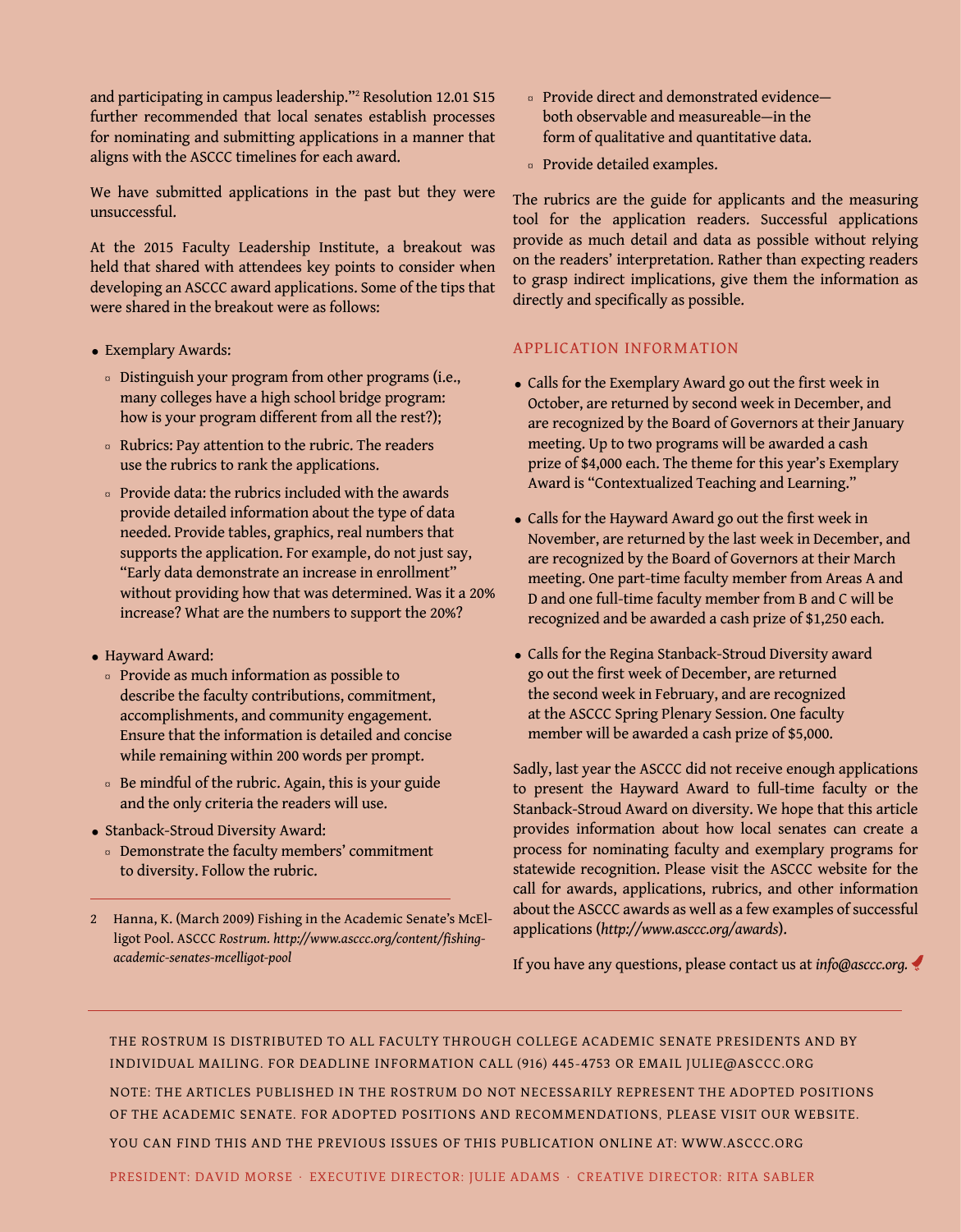and participating in campus leadership."[2] Resolution 12.01 S15 further recommended that local senates establish processes for nominating and submitting applications in a manner that aligns with the ASCCC timelines for each award.

We have submitted applications in the past but they were unsuccessful.

At the 2015 Faculty Leadership Institute, a breakout was held that shared with attendees key points to consider when developing an ASCCC award applications. Some of the tips that were shared in the breakout were as follows:

- Exemplary Awards:
  - Distinguish your program from other programs (i.e., many colleges have a high school bridge program: how is your program different from all the rest?);
  - Rubrics: Pay attention to the rubric. The readers use the rubrics to rank the applications.
  - Provide data: the rubrics included with the awards provide detailed information about the type of data needed. Provide tables, graphics, real numbers that supports the application. For example, do not just say, "Early data demonstrate an increase in enrollment" without providing how that was determined. Was it a 20% increase? What are the numbers to support the 20%?
- Hayward Award:
  - Provide as much information as possible to describe the faculty contributions, commitment, accomplishments, and community engagement. Ensure that the information is detailed and concise while remaining within 200 words per prompt.
  - Be mindful of the rubric. Again, this is your guide and the only criteria the readers will use.
- Stanback-Stroud Diversity Award:
  - Demonstrate the faculty members' commitment to diversity. Follow the rubric.
  - Provide direct and demonstrated evidence—both observable and measureable—in the form of qualitative and quantitative data.
  - Provide detailed examples.

The rubrics are the guide for applicants and the measuring tool for the application readers. Successful applications provide as much detail and data as possible without relying on the readers' interpretation. Rather than expecting readers to grasp indirect implications, give them the information as directly and specifically as possible.

## APPLICATION INFORMATION

- Calls for the Exemplary Award go out the first week in October, are returned by second week in December, and are recognized by the Board of Governors at their January meeting. Up to two programs will be awarded a cash prize of $4,000 each. The theme for this year's Exemplary Award is "Contextualized Teaching and Learning."
- Calls for the Hayward Award go out the first week in November, are returned by the last week in December, and are recognized by the Board of Governors at their March meeting. One part-time faculty member from Areas A and D and one full-time faculty member from B and C will be recognized and be awarded a cash prize of $1,250 each.
- Calls for the Regina Stanback-Stroud Diversity award go out the first week of December, are returned the second week in February, and are recognized at the ASCCC Spring Plenary Session. One faculty member will be awarded a cash prize of $5,000.

Sadly, last year the ASCCC did not receive enough applications to present the Hayward Award to full-time faculty or the Stanback-Stroud Award on diversity. We hope that this article provides information about how local senates can create a process for nominating faculty and exemplary programs for statewide recognition. Please visit the ASCCC website for the call for awards, applications, rubrics, and other information about the ASCCC awards as well as a few examples of successful applications (*http://www.asccc.org/awards*).

If you have any questions, please contact us at *info@asccc.org.*

2 Hanna, K. (March 2009) Fishing in the Academic Senate's McElligot Pool. ASCCC *Rostrum. http://www.asccc.org/content/fishing-academic-senates-mcelligot-pool*

THE ROSTRUM IS DISTRIBUTED TO ALL FACULTY THROUGH COLLEGE ACADEMIC SENATE PRESIDENTS AND BY INDIVIDUAL MAILING. FOR DEADLINE INFORMATION CALL (916) 445-4753 OR EMAIL JULIE@ASCCC.ORG

NOTE: THE ARTICLES PUBLISHED IN THE ROSTRUM DO NOT NECESSARILY REPRESENT THE ADOPTED POSITIONS OF THE ACADEMIC SENATE. FOR ADOPTED POSITIONS AND RECOMMENDATIONS, PLEASE VISIT OUR WEBSITE.

YOU CAN FIND THIS AND THE PREVIOUS ISSUES OF THIS PUBLICATION ONLINE AT: WWW.ASCCC.ORG

PRESIDENT: DAVID MORSE · EXECUTIVE DIRECTOR: JULIE ADAMS · CREATIVE DIRECTOR: RITA SABLER